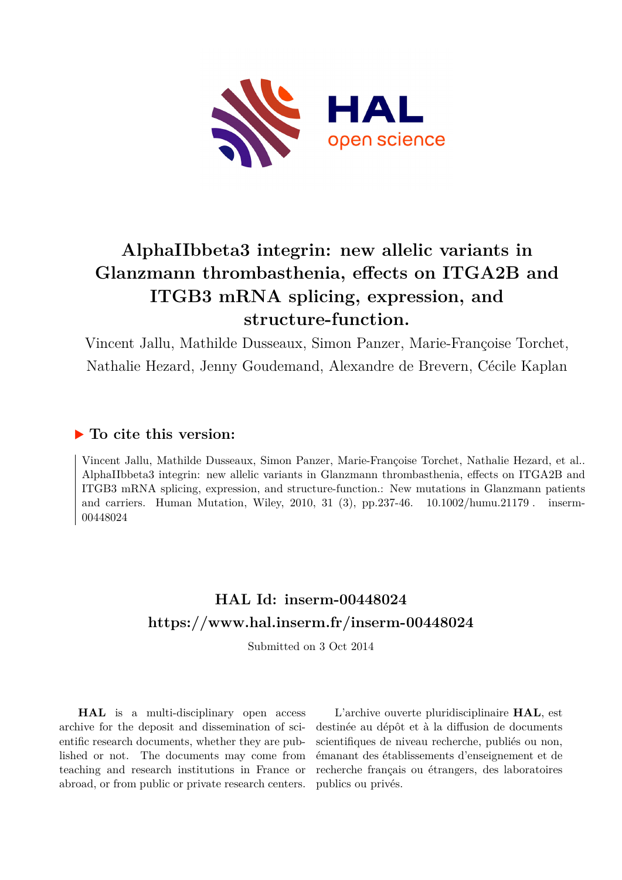# AlphaIIbbeta3 integrin: new allelic variants in Glanzmann thrombasthenia, effects on ITGA2B and ITGB3 mRNA splicing, expression, and structure-function.

Vincent Jallu, Mathilde Dusseaux, Simon Panzer, Marie-Françoise Torchet, Nathalie Hezard, Jenny Goudemand, Alexandre de Brevern, Cécile Kaplan

## ▶ To cite this version:

Vincent Jallu, Mathilde Dusseaux, Simon Panzer, Marie-Françoise Torchet, Nathalie Hezard, et al.. AlphaIIbbeta3 integrin: new allelic variants in Glanzmann thrombasthenia, effects on ITGA2B and ITGB3 mRNA splicing, expression, and structure-function.: New mutations in Glanzmann patients and carriers. Human Mutation, Wiley, 2010, 31 (3), pp.237-46. 10.1002/humu.21179 . inserm-00448024

## HAL Id: inserm-00448024

## https://www.hal.inserm.fr/inserm-00448024

Submitted on 3 Oct 2014

**HAL** is a multi-disciplinary open access archive for the deposit and dissemination of scientific research documents, whether they are published or not. The documents may come from teaching and research institutions in France or abroad, or from public or private research centers.

L'archive ouverte pluridisciplinaire **HAL**, est destinée au dépôt et à la diffusion de documents scientifiques de niveau recherche, publiés ou non, émanant des établissements d'enseignement et de recherche français ou étrangers, des laboratoires publics ou privés.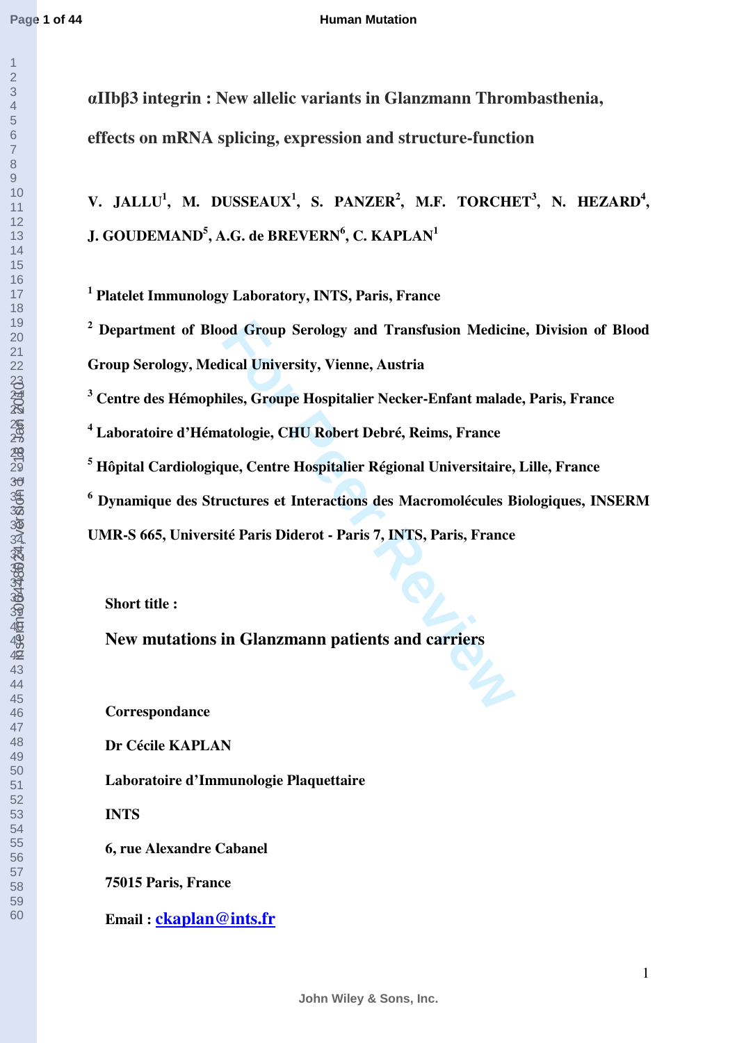# αIIbβ3 integrin : New allelic variants in Glanzmann Thrombasthenia, effects on mRNA splicing, expression and structure-function

**V. JALLU[1], M. DUSSEAUX[1], S. PANZER[2], M.F. TORCHET[3], N. HEZARD[4], J. GOUDEMAND[5], A.G. de BREVERN[6], C. KAPLAN[1]**

[1] Platelet Immunology Laboratory, INTS, Paris, France

[2] Department of Blood Group Serology and Transfusion Medicine, Division of Blood Group Serology, Medical University, Vienne, Austria

[3] Centre des Hémophiles, Groupe Hospitalier Necker-Enfant malade, Paris, France

[4] Laboratoire d'Hématologie, CHU Robert Debré, Reims, France

[5] Hôpital Cardiologique, Centre Hospitalier Régional Universitaire, Lille, France

[6] Dynamique des Structures et Interactions des Macromolécules Biologiques, INSERM UMR-S 665, Université Paris Diderot - Paris 7, INTS, Paris, France

**Short title :**

**New mutations in Glanzmann patients and carriers**

**Correspondance**

**Dr Cécile KAPLAN**

**Laboratoire d'Immunologie Plaquettaire**

**INTS**

**6, rue Alexandre Cabanel**

**75015 Paris, France**

**Email : ckaplan@ints.fr**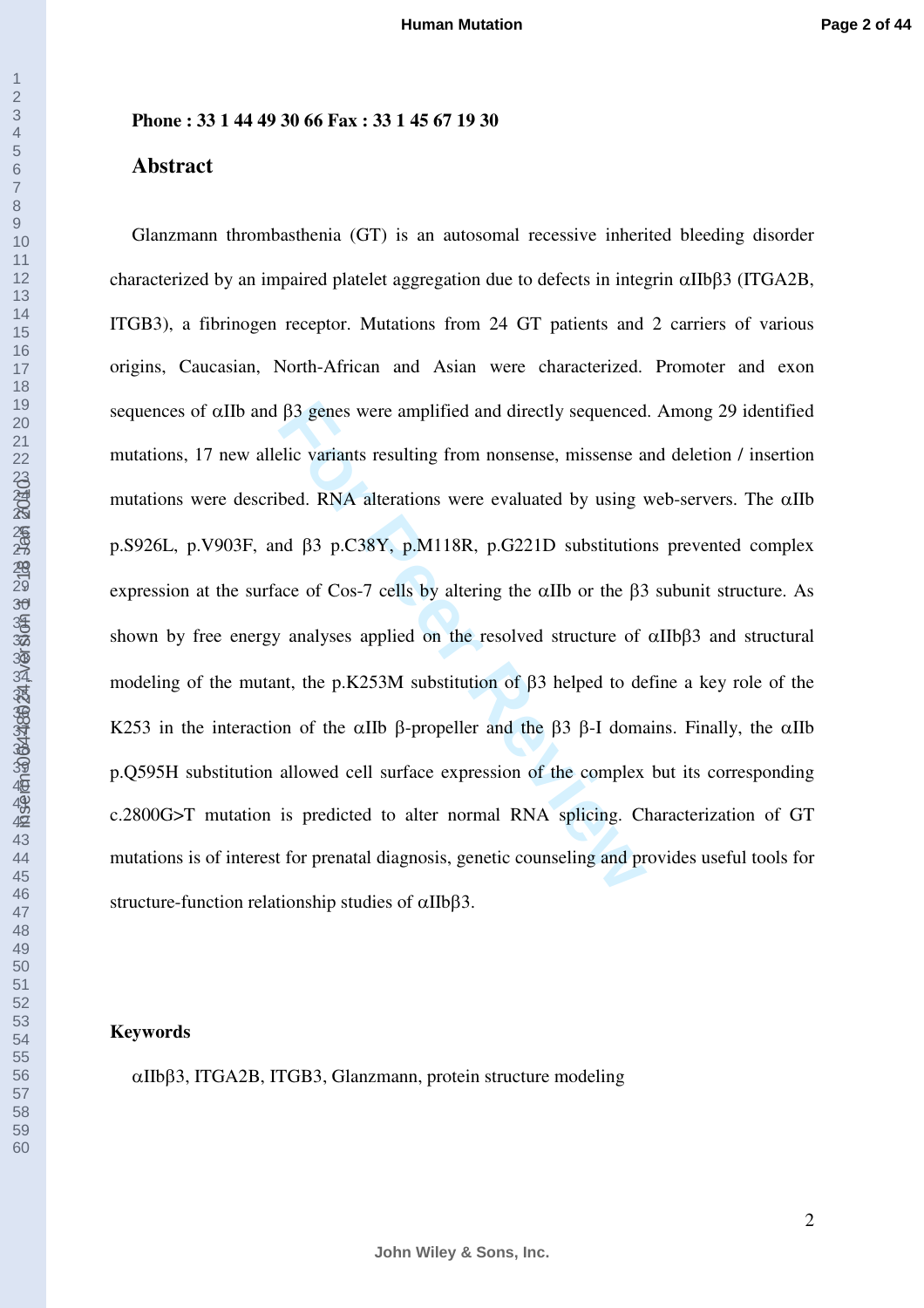**Phone : 33 1 44 49 30 66 Fax : 33 1 45 67 19 30**

## Abstract

Glanzmann thrombasthenia (GT) is an autosomal recessive inherited bleeding disorder characterized by an impaired platelet aggregation due to defects in integrin αIIbβ3 (ITGA2B, ITGB3), a fibrinogen receptor. Mutations from 24 GT patients and 2 carriers of various origins, Caucasian, North-African and Asian were characterized. Promoter and exon sequences of αIIb and β3 genes were amplified and directly sequenced. Among 29 identified mutations, 17 new allelic variants resulting from nonsense, missense and deletion / insertion mutations were described. RNA alterations were evaluated by using web-servers. The αIIb p.S926L, p.V903F, and β3 p.C38Y, p.M118R, p.G221D substitutions prevented complex expression at the surface of Cos-7 cells by altering the αIIb or the β3 subunit structure. As shown by free energy analyses applied on the resolved structure of αIIbβ3 and structural modeling of the mutant, the p.K253M substitution of β3 helped to define a key role of the K253 in the interaction of the αIIb β-propeller and the β3 β-I domains. Finally, the αIIb p.Q595H substitution allowed cell surface expression of the complex but its corresponding c.2800G>T mutation is predicted to alter normal RNA splicing. Characterization of GT mutations is of interest for prenatal diagnosis, genetic counseling and provides useful tools for structure-function relationship studies of αIIbβ3.

**Keywords**

αIIbβ3, ITGA2B, ITGB3, Glanzmann, protein structure modeling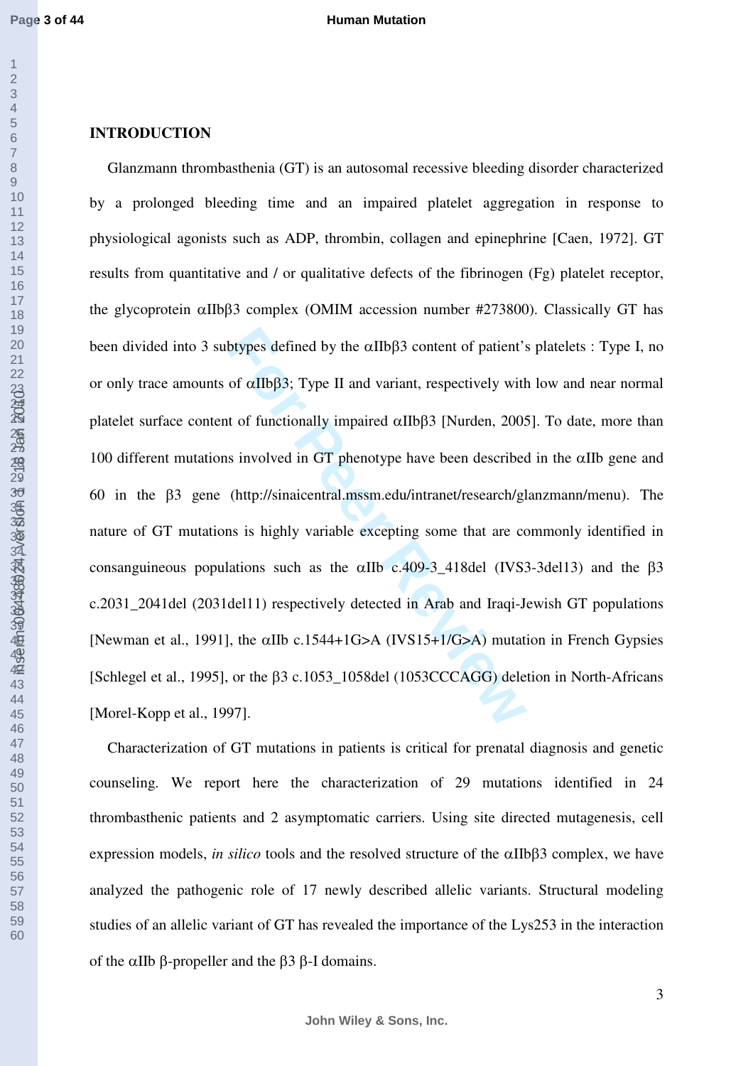## INTRODUCTION

Glanzmann thrombasthenia (GT) is an autosomal recessive bleeding disorder characterized by a prolonged bleeding time and an impaired platelet aggregation in response to physiological agonists such as ADP, thrombin, collagen and epinephrine [Caen, 1972]. GT results from quantitative and / or qualitative defects of the fibrinogen (Fg) platelet receptor, the glycoprotein αIIbβ3 complex (OMIM accession number #273800). Classically GT has been divided into 3 subtypes defined by the αIIbβ3 content of patient's platelets : Type I, no or only trace amounts of αIIbβ3; Type II and variant, respectively with low and near normal platelet surface content of functionally impaired αIIbβ3 [Nurden, 2005]. To date, more than 100 different mutations involved in GT phenotype have been described in the αIIb gene and 60 in the β3 gene (http://sinaicentral.mssm.edu/intranet/research/glanzmann/menu). The nature of GT mutations is highly variable excepting some that are commonly identified in consanguineous populations such as the αIIb c.409-3_418del (IVS3-3del13) and the β3 c.2031_2041del (2031del11) respectively detected in Arab and Iraqi-Jewish GT populations [Newman et al., 1991], the αIIb c.1544+1G>A (IVS15+1/G>A) mutation in French Gypsies [Schlegel et al., 1995], or the β3 c.1053_1058del (1053CCCAGG) deletion in North-Africans [Morel-Kopp et al., 1997].

Characterization of GT mutations in patients is critical for prenatal diagnosis and genetic counseling. We report here the characterization of 29 mutations identified in 24 thrombasthenic patients and 2 asymptomatic carriers. Using site directed mutagenesis, cell expression models, *in silico* tools and the resolved structure of the αIIbβ3 complex, we have analyzed the pathogenic role of 17 newly described allelic variants. Structural modeling studies of an allelic variant of GT has revealed the importance of the Lys253 in the interaction of the αIIb β-propeller and the β3 β-I domains.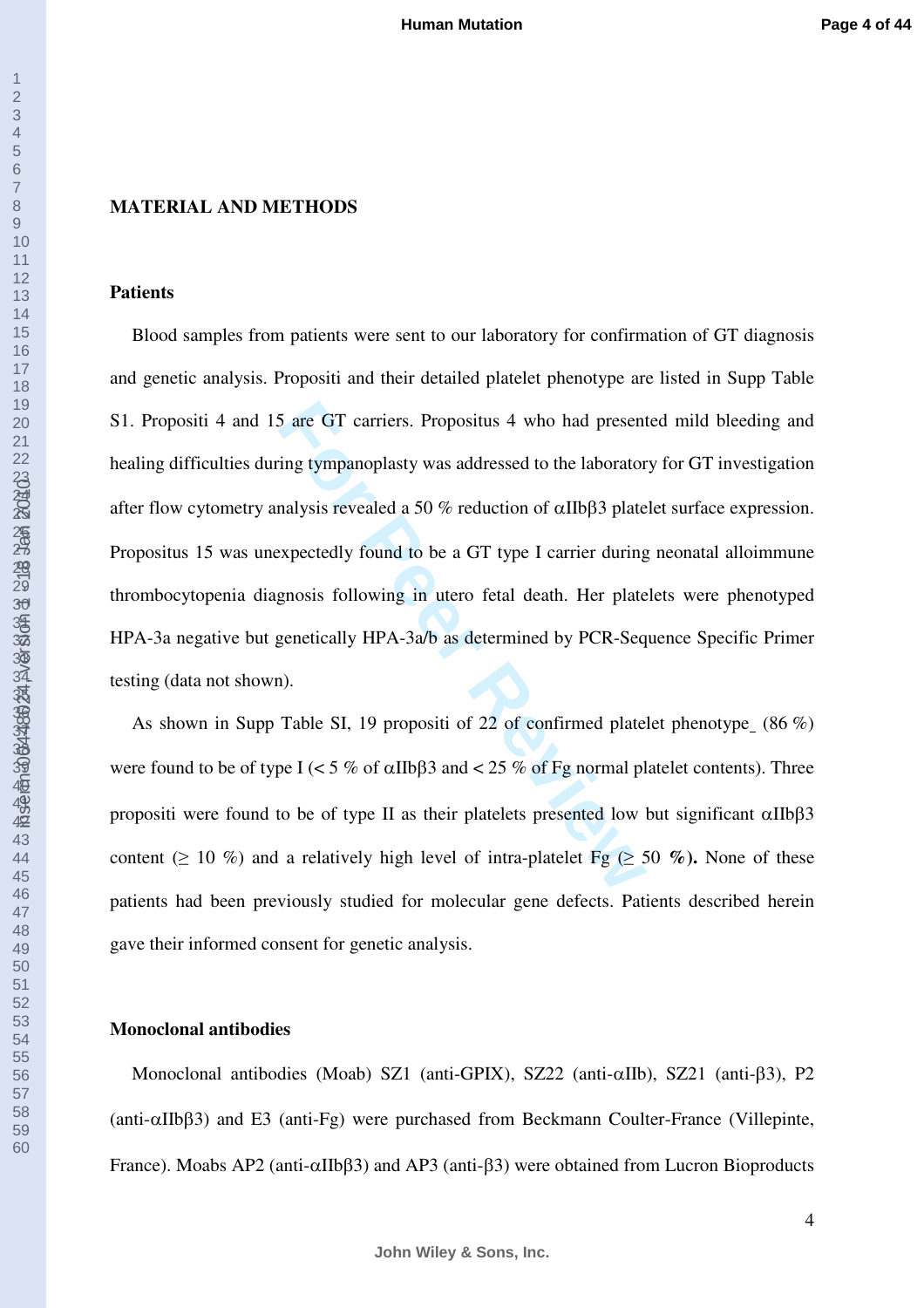## MATERIAL AND METHODS

### Patients

Blood samples from patients were sent to our laboratory for confirmation of GT diagnosis and genetic analysis. Propositi and their detailed platelet phenotype are listed in Supp Table S1. Propositi 4 and 15 are GT carriers. Propositus 4 who had presented mild bleeding and healing difficulties during tympanoplasty was addressed to the laboratory for GT investigation after flow cytometry analysis revealed a 50 % reduction of αIIbβ3 platelet surface expression. Propositus 15 was unexpectedly found to be a GT type I carrier during neonatal alloimmune thrombocytopenia diagnosis following in utero fetal death. Her platelets were phenotyped HPA-3a negative but genetically HPA-3a/b as determined by PCR-Sequence Specific Primer testing (data not shown).

As shown in Supp Table SI, 19 propositi of 22 of confirmed platelet phenotype_ (86 %) were found to be of type I (< 5 % of αIIbβ3 and < 25 % of Fg normal platelet contents). Three propositi were found to be of type II as their platelets presented low but significant αIIbβ3 content (≥ 10 %) and a relatively high level of intra-platelet Fg (≥ 50 **%).** None of these patients had been previously studied for molecular gene defects. Patients described herein gave their informed consent for genetic analysis.

### Monoclonal antibodies

Monoclonal antibodies (Moab) SZ1 (anti-GPIX), SZ22 (anti-αIIb), SZ21 (anti-β3), P2 (anti-αIIbβ3) and E3 (anti-Fg) were purchased from Beckmann Coulter-France (Villepinte, France). Moabs AP2 (anti-αIIbβ3) and AP3 (anti-β3) were obtained from Lucron Bioproducts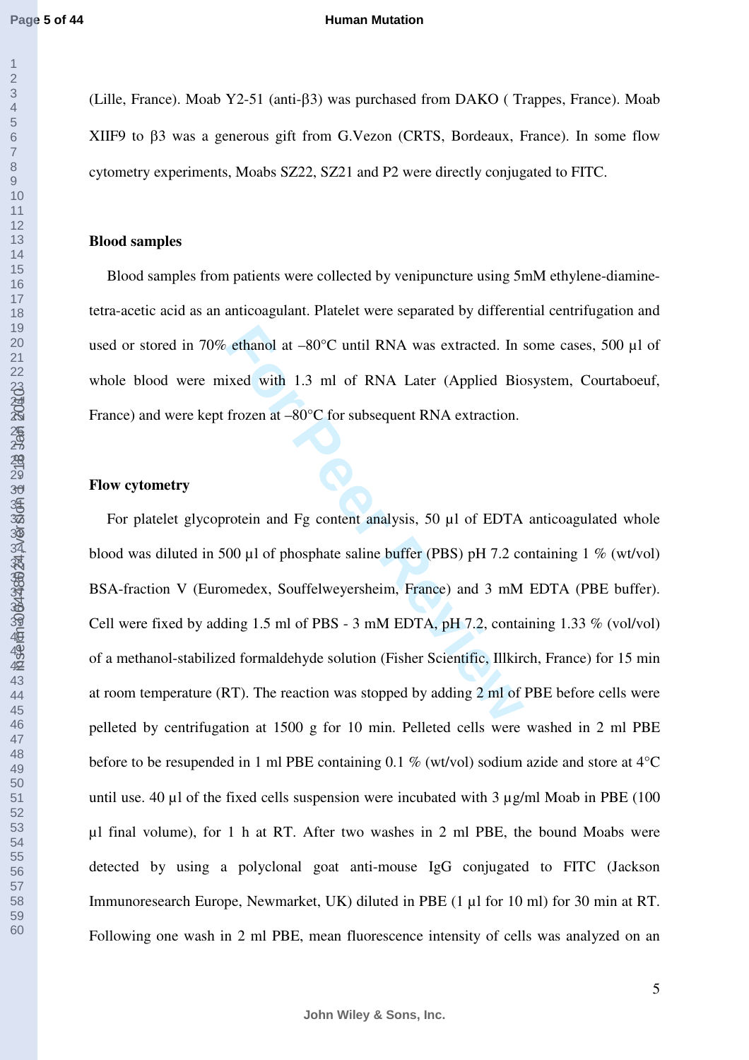(Lille, France). Moab Y2-51 (anti-β3) was purchased from DAKO ( Trappes, France). Moab XIIF9 to β3 was a generous gift from G.Vezon (CRTS, Bordeaux, France). In some flow cytometry experiments, Moabs SZ22, SZ21 and P2 were directly conjugated to FITC.

**Blood samples**

Blood samples from patients were collected by venipuncture using 5mM ethylene-diamine-tetra-acetic acid as an anticoagulant. Platelet were separated by differential centrifugation and used or stored in 70% ethanol at –80°C until RNA was extracted. In some cases, 500 µl of whole blood were mixed with 1.3 ml of RNA Later (Applied Biosystem, Courtaboeuf, France) and were kept frozen at –80°C for subsequent RNA extraction.

**Flow cytometry**

For platelet glycoprotein and Fg content analysis, 50 µl of EDTA anticoagulated whole blood was diluted in 500 µl of phosphate saline buffer (PBS) pH 7.2 containing 1 % (wt/vol) BSA-fraction V (Euromedex, Souffelweyersheim, France) and 3 mM EDTA (PBE buffer). Cell were fixed by adding 1.5 ml of PBS - 3 mM EDTA, pH 7.2, containing 1.33 % (vol/vol) of a methanol-stabilized formaldehyde solution (Fisher Scientific, Illkirch, France) for 15 min at room temperature (RT). The reaction was stopped by adding 2 ml of PBE before cells were pelleted by centrifugation at 1500 g for 10 min. Pelleted cells were washed in 2 ml PBE before to be resuspended in 1 ml PBE containing 0.1 % (wt/vol) sodium azide and store at 4°C until use. 40 µl of the fixed cells suspension were incubated with 3 µg/ml Moab in PBE (100 µl final volume), for 1 h at RT. After two washes in 2 ml PBE, the bound Moabs were detected by using a polyclonal goat anti-mouse IgG conjugated to FITC (Jackson Immunoresearch Europe, Newmarket, UK) diluted in PBE (1 µl for 10 ml) for 30 min at RT. Following one wash in 2 ml PBE, mean fluorescence intensity of cells was analyzed on an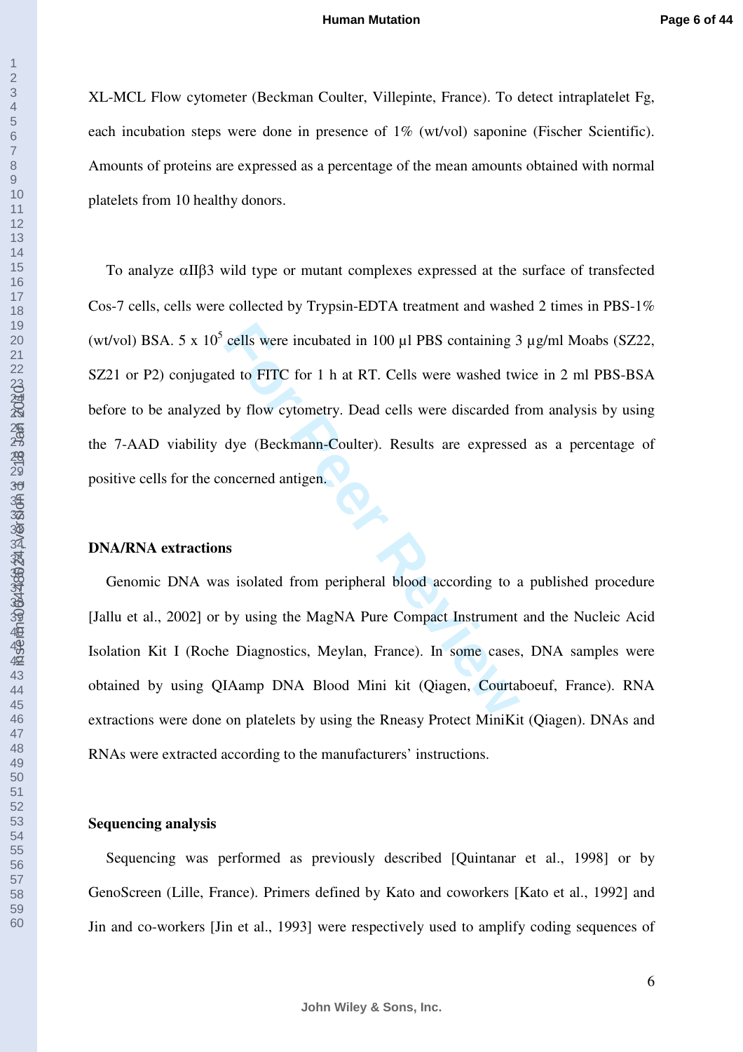XL-MCL Flow cytometer (Beckman Coulter, Villepinte, France). To detect intraplatelet Fg, each incubation steps were done in presence of 1% (wt/vol) saponine (Fischer Scientific). Amounts of proteins are expressed as a percentage of the mean amounts obtained with normal platelets from 10 healthy donors.

To analyze αIIβ3 wild type or mutant complexes expressed at the surface of transfected Cos-7 cells, cells were collected by Trypsin-EDTA treatment and washed 2 times in PBS-1% (wt/vol) BSA. 5 x $10^5$ cells were incubated in 100 µl PBS containing 3 µg/ml Moabs (SZ22, SZ21 or P2) conjugated to FITC for 1 h at RT. Cells were washed twice in 2 ml PBS-BSA before to be analyzed by flow cytometry. Dead cells were discarded from analysis by using the 7-AAD viability dye (Beckmann-Coulter). Results are expressed as a percentage of positive cells for the concerned antigen.

**DNA/RNA extractions**

Genomic DNA was isolated from peripheral blood according to a published procedure [Jallu et al., 2002] or by using the MagNA Pure Compact Instrument and the Nucleic Acid Isolation Kit I (Roche Diagnostics, Meylan, France). In some cases, DNA samples were obtained by using QIAamp DNA Blood Mini kit (Qiagen, Courtaboeuf, France). RNA extractions were done on platelets by using the Rneasy Protect MiniKit (Qiagen). DNAs and RNAs were extracted according to the manufacturers' instructions.

**Sequencing analysis**

Sequencing was performed as previously described [Quintanar et al., 1998] or by GenoScreen (Lille, France). Primers defined by Kato and coworkers [Kato et al., 1992] and Jin and co-workers [Jin et al., 1993] were respectively used to amplify coding sequences of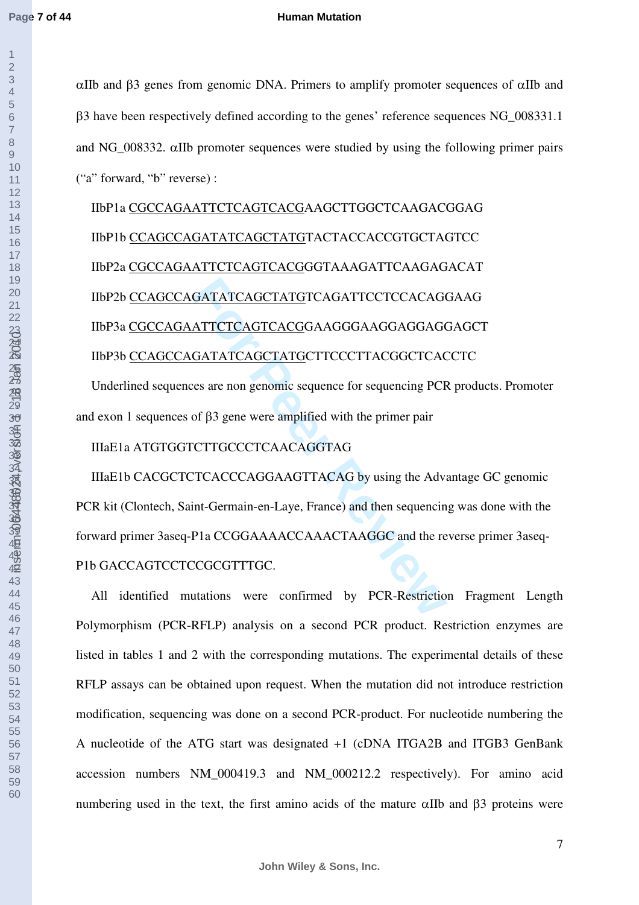αIIb and β3 genes from genomic DNA. Primers to amplify promoter sequences of αIIb and β3 have been respectively defined according to the genes' reference sequences NG_008331.1 and NG_008332. αIIb promoter sequences were studied by using the following primer pairs ("a" forward, "b" reverse) :

IIbP1a CGCCAGAATTCTCAGTCACGAAGCTTGGCTCAAGACGGAG

IIbP1b CCAGCCAGATATCAGCTATGTACTACCACCGTGCTAGTCC

IIbP2a CGCCAGAATTCTCAGTCACGGGTAAAGATTCAAGAGACAT

IIbP2b CCAGCCAGATATCAGCTATGTCAGATTCCTCCACAGGAAG

IIbP3a CGCCAGAATTCTCAGTCACGGAAGGGAAGGAGGAGGAGCT

IIbP3b CCAGCCAGATATCAGCTATGCTTCCCTTACGGCTCACCTC

Underlined sequences are non genomic sequence for sequencing PCR products. Promoter and exon 1 sequences of β3 gene were amplified with the primer pair

IIIaE1a ATGTGGTCTTGCCCTCAACAGGTAG

IIIaE1b CACGCTCTCACCCAGGAAGTTACAG by using the Advantage GC genomic PCR kit (Clontech, Saint-Germain-en-Laye, France) and then sequencing was done with the forward primer 3aseq-P1a CCGGAAAACCAAACTAAGGC and the reverse primer 3aseq-P1b GACCAGTCCTCCGCGTTTGC.

All identified mutations were confirmed by PCR-Restriction Fragment Length Polymorphism (PCR-RFLP) analysis on a second PCR product. Restriction enzymes are listed in tables 1 and 2 with the corresponding mutations. The experimental details of these RFLP assays can be obtained upon request. When the mutation did not introduce restriction modification, sequencing was done on a second PCR-product. For nucleotide numbering the A nucleotide of the ATG start was designated +1 (cDNA ITGA2B and ITGB3 GenBank accession numbers NM_000419.3 and NM_000212.2 respectively). For amino acid numbering used in the text, the first amino acids of the mature αIIb and β3 proteins were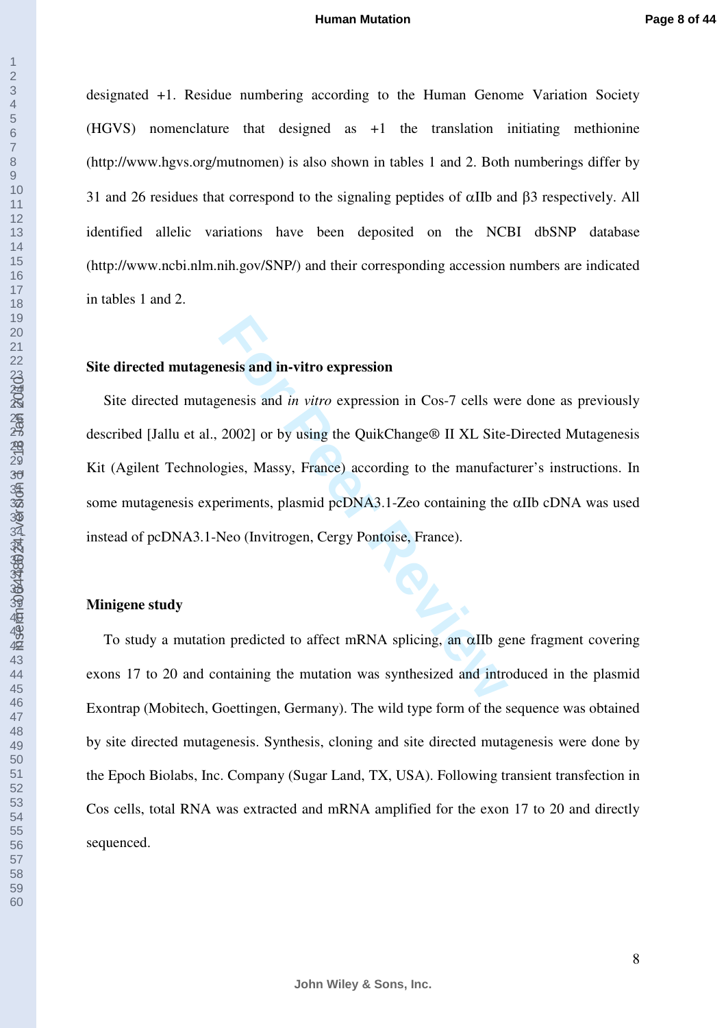designated +1. Residue numbering according to the Human Genome Variation Society (HGVS) nomenclature that designed as +1 the translation initiating methionine (http://www.hgvs.org/mutnomen) is also shown in tables 1 and 2. Both numberings differ by 31 and 26 residues that correspond to the signaling peptides of αIIb and β3 respectively. All identified allelic variations have been deposited on the NCBI dbSNP database (http://www.ncbi.nlm.nih.gov/SNP/) and their corresponding accession numbers are indicated in tables 1 and 2.

**Site directed mutagenesis and in-vitro expression**

Site directed mutagenesis and *in vitro* expression in Cos-7 cells were done as previously described [Jallu et al., 2002] or by using the QuikChange® II XL Site-Directed Mutagenesis Kit (Agilent Technologies, Massy, France) according to the manufacturer's instructions. In some mutagenesis experiments, plasmid pcDNA3.1-Zeo containing the αIIb cDNA was used instead of pcDNA3.1-Neo (Invitrogen, Cergy Pontoise, France).

**Minigene study**

To study a mutation predicted to affect mRNA splicing, an αIIb gene fragment covering exons 17 to 20 and containing the mutation was synthesized and introduced in the plasmid Exontrap (Mobitech, Goettingen, Germany). The wild type form of the sequence was obtained by site directed mutagenesis. Synthesis, cloning and site directed mutagenesis were done by the Epoch Biolabs, Inc. Company (Sugar Land, TX, USA). Following transient transfection in Cos cells, total RNA was extracted and mRNA amplified for the exon 17 to 20 and directly sequenced.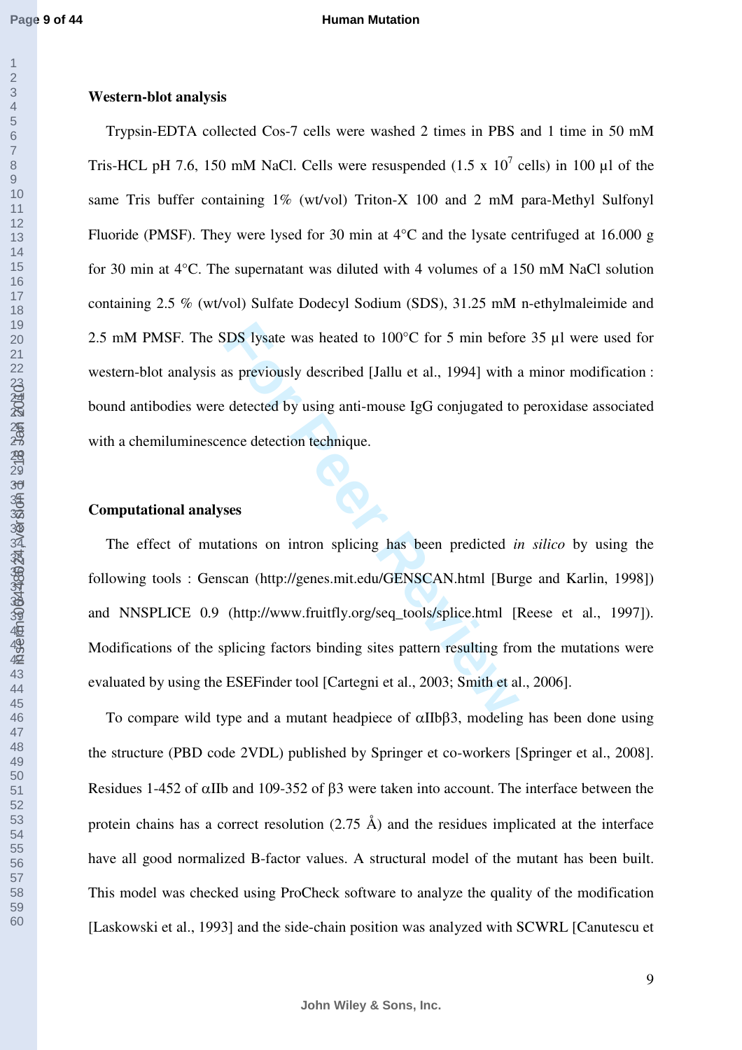**Western-blot analysis**

Trypsin-EDTA collected Cos-7 cells were washed 2 times in PBS and 1 time in 50 mM Tris-HCL pH 7.6, 150 mM NaCl. Cells were resuspended (1.5 x $10^7$ cells) in 100 µl of the same Tris buffer containing 1% (wt/vol) Triton-X 100 and 2 mM para-Methyl Sulfonyl Fluoride (PMSF). They were lysed for 30 min at 4°C and the lysate centrifuged at 16.000 g for 30 min at 4°C. The supernatant was diluted with 4 volumes of a 150 mM NaCl solution containing 2.5 % (wt/vol) Sulfate Dodecyl Sodium (SDS), 31.25 mM n-ethylmaleimide and 2.5 mM PMSF. The SDS lysate was heated to 100°C for 5 min before 35 µl were used for western-blot analysis as previously described [Jallu et al., 1994] with a minor modification : bound antibodies were detected by using anti-mouse IgG conjugated to peroxidase associated with a chemiluminescence detection technique.

**Computational analyses**

The effect of mutations on intron splicing has been predicted *in silico* by using the following tools : Genscan (http://genes.mit.edu/GENSCAN.html [Burge and Karlin, 1998]) and NNSPLICE 0.9 (http://www.fruitfly.org/seq_tools/splice.html [Reese et al., 1997]). Modifications of the splicing factors binding sites pattern resulting from the mutations were evaluated by using the ESEFinder tool [Cartegni et al., 2003; Smith et al., 2006].

To compare wild type and a mutant headpiece of αIIbβ3, modeling has been done using the structure (PBD code 2VDL) published by Springer et co-workers [Springer et al., 2008]. Residues 1-452 of αIIb and 109-352 of β3 were taken into account. The interface between the protein chains has a correct resolution (2.75 Å) and the residues implicated at the interface have all good normalized B-factor values. A structural model of the mutant has been built. This model was checked using ProCheck software to analyze the quality of the modification [Laskowski et al., 1993] and the side-chain position was analyzed with SCWRL [Canutescu et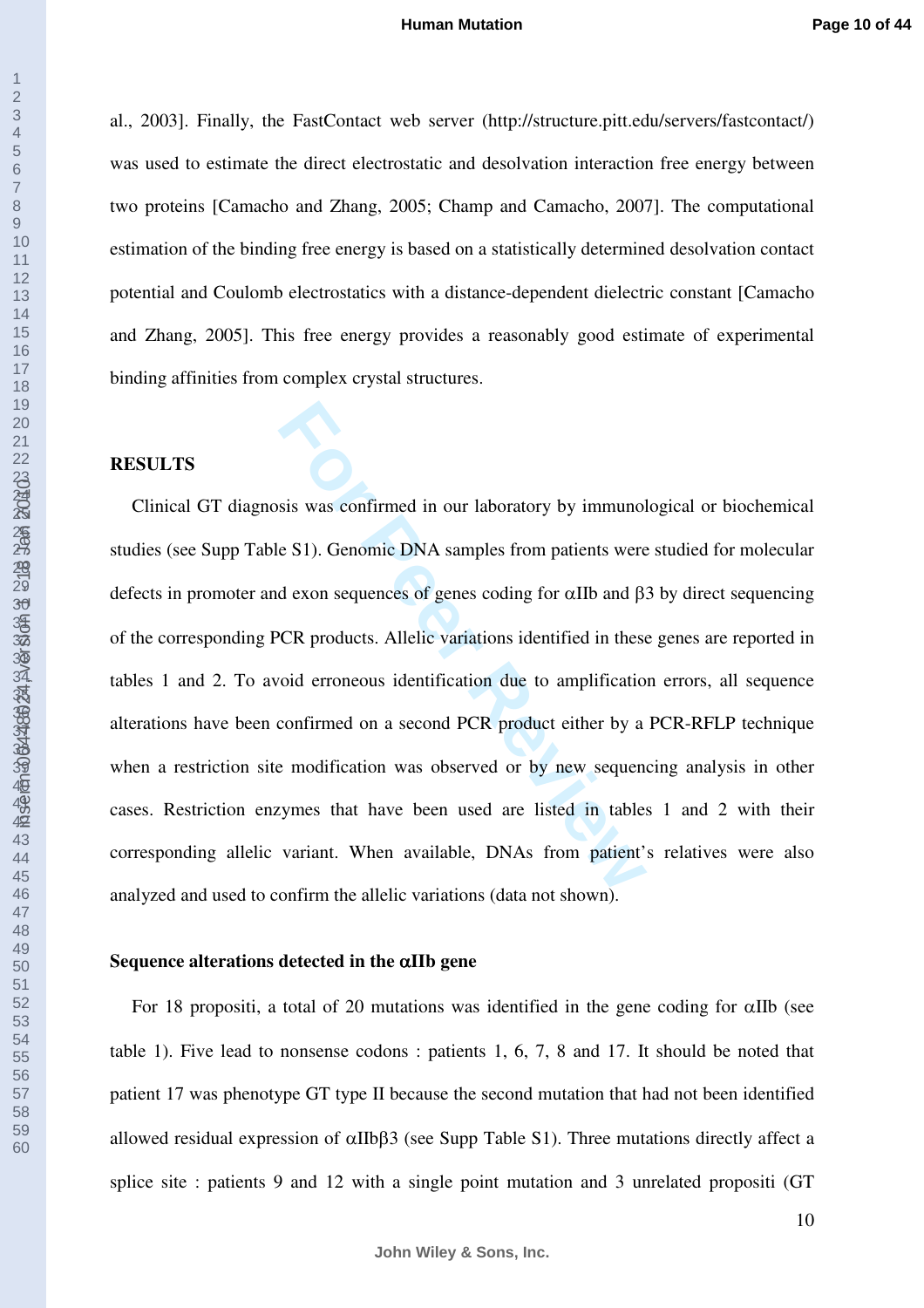al., 2003]. Finally, the FastContact web server (http://structure.pitt.edu/servers/fastcontact/) was used to estimate the direct electrostatic and desolvation interaction free energy between two proteins [Camacho and Zhang, 2005; Champ and Camacho, 2007]. The computational estimation of the binding free energy is based on a statistically determined desolvation contact potential and Coulomb electrostatics with a distance-dependent dielectric constant [Camacho and Zhang, 2005]. This free energy provides a reasonably good estimate of experimental binding affinities from complex crystal structures.

## RESULTS

Clinical GT diagnosis was confirmed in our laboratory by immunological or biochemical studies (see Supp Table S1). Genomic DNA samples from patients were studied for molecular defects in promoter and exon sequences of genes coding for αIIb and β3 by direct sequencing of the corresponding PCR products. Allelic variations identified in these genes are reported in tables 1 and 2. To avoid erroneous identification due to amplification errors, all sequence alterations have been confirmed on a second PCR product either by a PCR-RFLP technique when a restriction site modification was observed or by new sequencing analysis in other cases. Restriction enzymes that have been used are listed in tables 1 and 2 with their corresponding allelic variant. When available, DNAs from patient's relatives were also analyzed and used to confirm the allelic variations (data not shown).

### Sequence alterations detected in the αIIb gene

For 18 propositi, a total of 20 mutations was identified in the gene coding for αIIb (see table 1). Five lead to nonsense codons : patients 1, 6, 7, 8 and 17. It should be noted that patient 17 was phenotype GT type II because the second mutation that had not been identified allowed residual expression of αIIbβ3 (see Supp Table S1). Three mutations directly affect a splice site : patients 9 and 12 with a single point mutation and 3 unrelated propositi (GT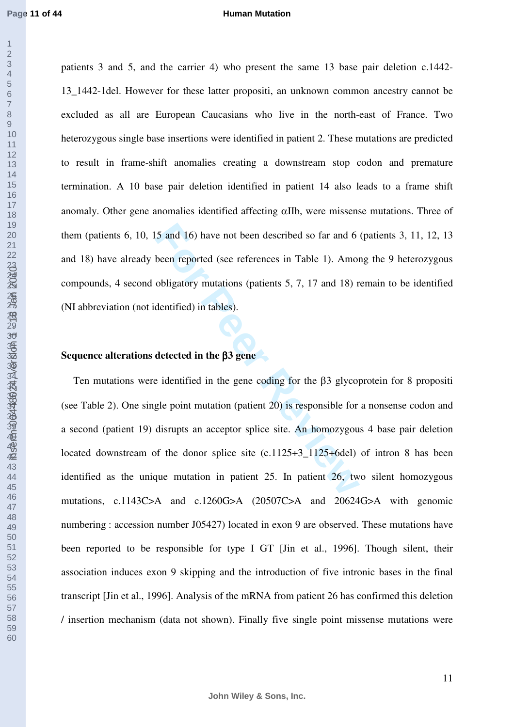patients 3 and 5, and the carrier 4) who present the same 13 base pair deletion c.1442-13_1442-1del. However for these latter propositi, an unknown common ancestry cannot be excluded as all are European Caucasians who live in the north-east of France. Two heterozygous single base insertions were identified in patient 2. These mutations are predicted to result in frame-shift anomalies creating a downstream stop codon and premature termination. A 10 base pair deletion identified in patient 14 also leads to a frame shift anomaly. Other gene anomalies identified affecting αIIb, were missense mutations. Three of them (patients 6, 10, 15 and 16) have not been described so far and 6 (patients 3, 11, 12, 13 and 18) have already been reported (see references in Table 1). Among the 9 heterozygous compounds, 4 second obligatory mutations (patients 5, 7, 17 and 18) remain to be identified (NI abbreviation (not identified) in tables).

**Sequence alterations detected in the β3 gene**

Ten mutations were identified in the gene coding for the β3 glycoprotein for 8 propositi (see Table 2). One single point mutation (patient 20) is responsible for a nonsense codon and a second (patient 19) disrupts an acceptor splice site. An homozygous 4 base pair deletion located downstream of the donor splice site (c.1125+3_1125+6del) of intron 8 has been identified as the unique mutation in patient 25. In patient 26, two silent homozygous mutations, c.1143C>A and c.1260G>A (20507C>A and 20624G>A with genomic numbering : accession number J05427) located in exon 9 are observed. These mutations have been reported to be responsible for type I GT [Jin et al., 1996]. Though silent, their association induces exon 9 skipping and the introduction of five intronic bases in the final transcript [Jin et al., 1996]. Analysis of the mRNA from patient 26 has confirmed this deletion / insertion mechanism (data not shown). Finally five single point missense mutations were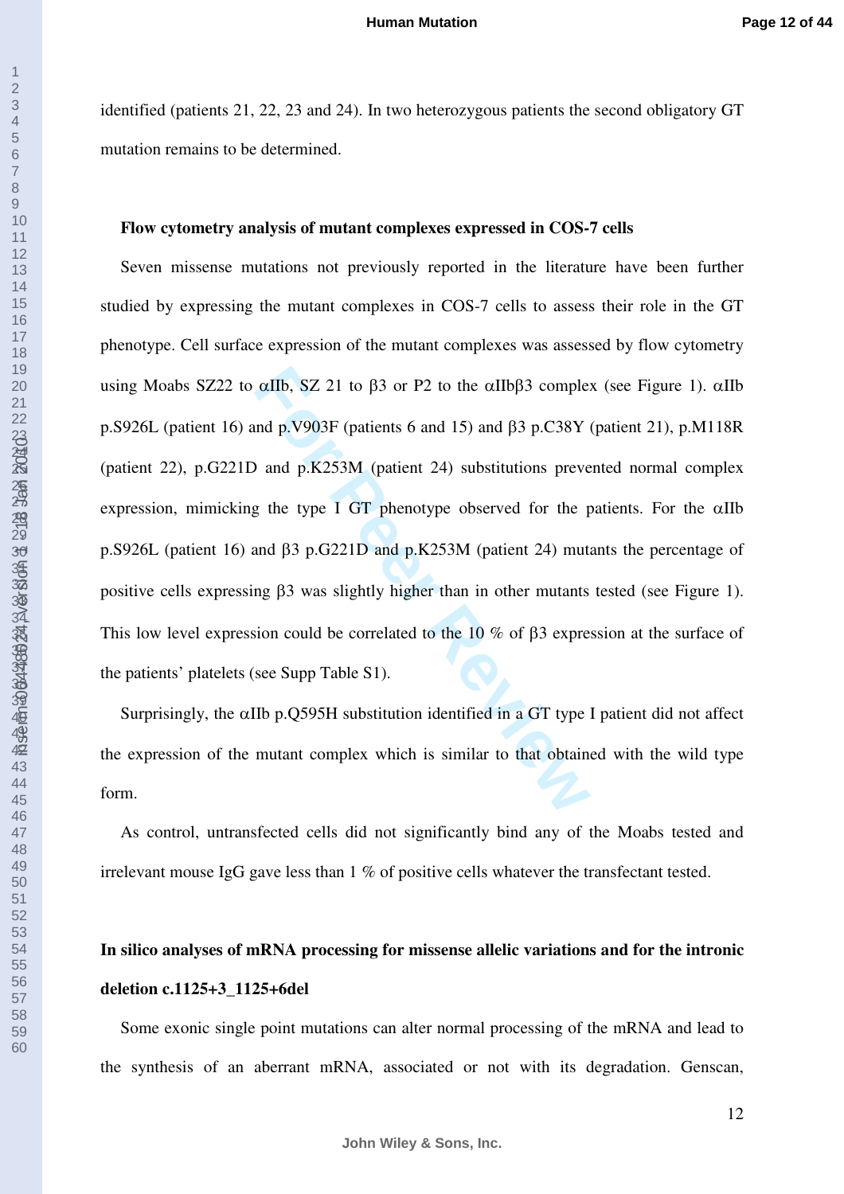identified (patients 21, 22, 23 and 24). In two heterozygous patients the second obligatory GT mutation remains to be determined.

### Flow cytometry analysis of mutant complexes expressed in COS-7 cells

Seven missense mutations not previously reported in the literature have been further studied by expressing the mutant complexes in COS-7 cells to assess their role in the GT phenotype. Cell surface expression of the mutant complexes was assessed by flow cytometry using Moabs SZ22 to αIIb, SZ 21 to β3 or P2 to the αIIbβ3 complex (see Figure 1). αIIb p.S926L (patient 16) and p.V903F (patients 6 and 15) and β3 p.C38Y (patient 21), p.M118R (patient 22), p.G221D and p.K253M (patient 24) substitutions prevented normal complex expression, mimicking the type I GT phenotype observed for the patients. For the αIIb p.S926L (patient 16) and β3 p.G221D and p.K253M (patient 24) mutants the percentage of positive cells expressing β3 was slightly higher than in other mutants tested (see Figure 1). This low level expression could be correlated to the 10 % of β3 expression at the surface of the patients' platelets (see Supp Table S1).

Surprisingly, the αIIb p.Q595H substitution identified in a GT type I patient did not affect the expression of the mutant complex which is similar to that obtained with the wild type form.

As control, untransfected cells did not significantly bind any of the Moabs tested and irrelevant mouse IgG gave less than 1 % of positive cells whatever the transfectant tested.

### In silico analyses of mRNA processing for missense allelic variations and for the intronic deletion c.1125+3_1125+6del

Some exonic single point mutations can alter normal processing of the mRNA and lead to the synthesis of an aberrant mRNA, associated or not with its degradation. Genscan,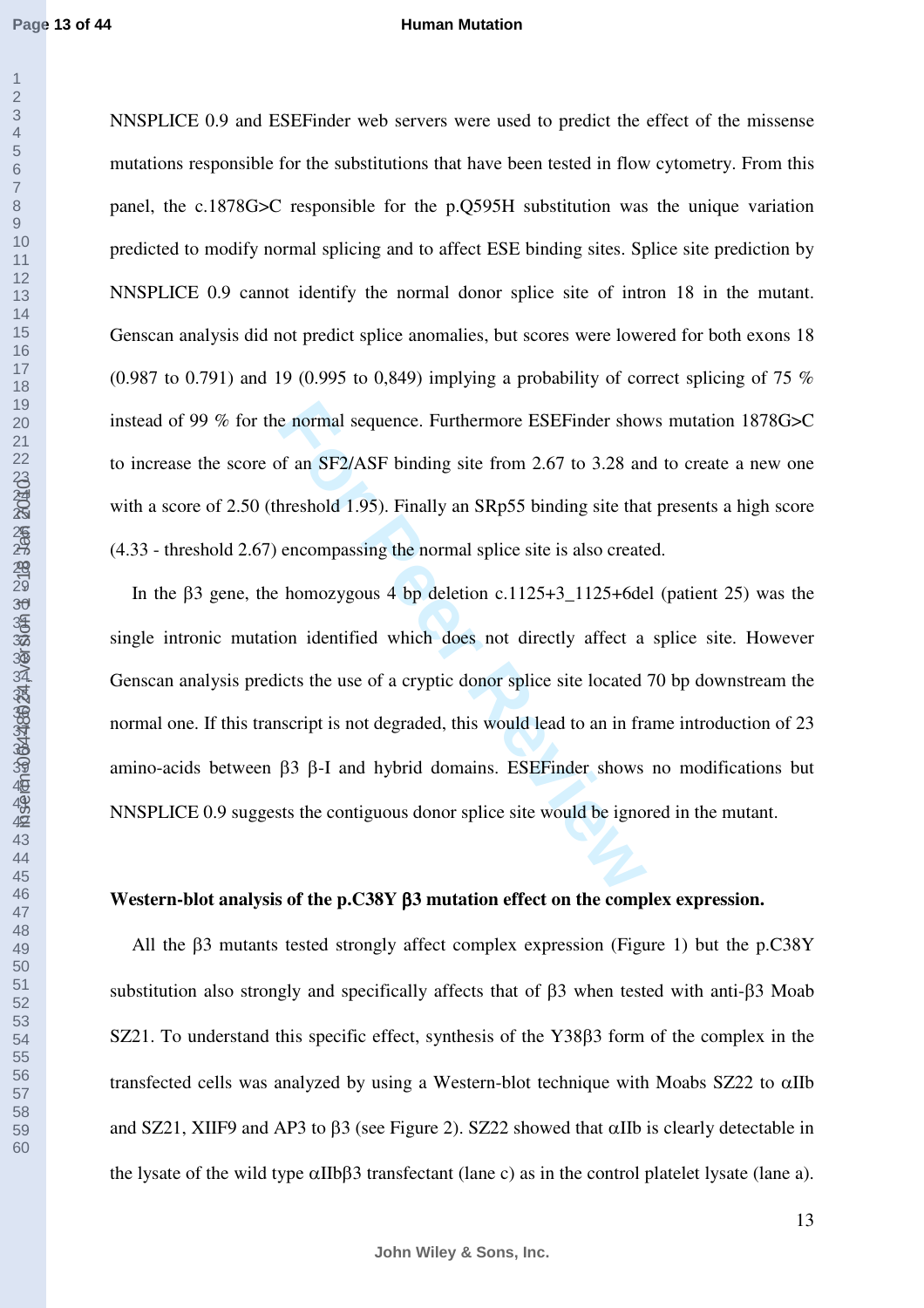NNSPLICE 0.9 and ESEFinder web servers were used to predict the effect of the missense mutations responsible for the substitutions that have been tested in flow cytometry. From this panel, the c.1878G>C responsible for the p.Q595H substitution was the unique variation predicted to modify normal splicing and to affect ESE binding sites. Splice site prediction by NNSPLICE 0.9 cannot identify the normal donor splice site of intron 18 in the mutant. Genscan analysis did not predict splice anomalies, but scores were lowered for both exons 18 (0.987 to 0.791) and 19 (0.995 to 0,849) implying a probability of correct splicing of 75 % instead of 99 % for the normal sequence. Furthermore ESEFinder shows mutation 1878G>C to increase the score of an SF2/ASF binding site from 2.67 to 3.28 and to create a new one with a score of 2.50 (threshold 1.95). Finally an SRp55 binding site that presents a high score (4.33 - threshold 2.67) encompassing the normal splice site is also created.

In the β3 gene, the homozygous 4 bp deletion c.1125+3_1125+6del (patient 25) was the single intronic mutation identified which does not directly affect a splice site. However Genscan analysis predicts the use of a cryptic donor splice site located 70 bp downstream the normal one. If this transcript is not degraded, this would lead to an in frame introduction of 23 amino-acids between β3 β-I and hybrid domains. ESEFinder shows no modifications but NNSPLICE 0.9 suggests the contiguous donor splice site would be ignored in the mutant.

**Western-blot analysis of the p.C38Y β3 mutation effect on the complex expression.**

All the β3 mutants tested strongly affect complex expression (Figure 1) but the p.C38Y substitution also strongly and specifically affects that of β3 when tested with anti-β3 Moab SZ21. To understand this specific effect, synthesis of the Y38β3 form of the complex in the transfected cells was analyzed by using a Western-blot technique with Moabs SZ22 to αIIb and SZ21, XIIF9 and AP3 to β3 (see Figure 2). SZ22 showed that αIIb is clearly detectable in the lysate of the wild type αIIbβ3 transfectant (lane c) as in the control platelet lysate (lane a).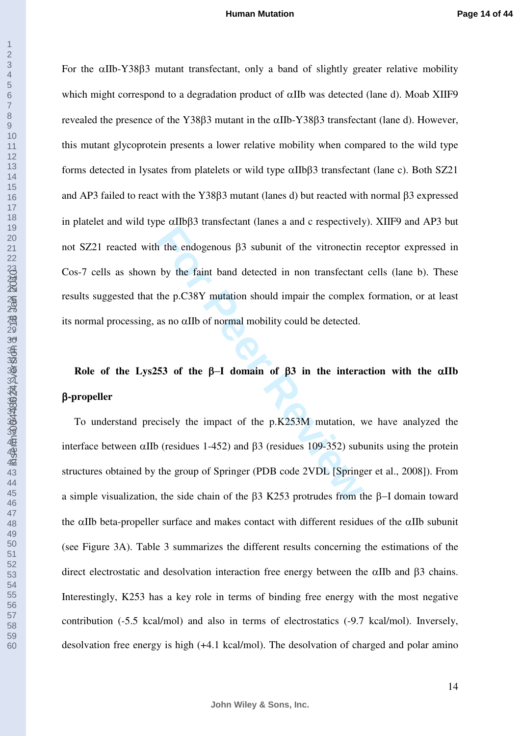For the αIIb-Y38β3 mutant transfectant, only a band of slightly greater relative mobility which might correspond to a degradation product of αIIb was detected (lane d). Moab XIIF9 revealed the presence of the Y38β3 mutant in the αIIb-Y38β3 transfectant (lane d). However, this mutant glycoprotein presents a lower relative mobility when compared to the wild type forms detected in lysates from platelets or wild type αIIbβ3 transfectant (lane c). Both SZ21 and AP3 failed to react with the Y38β3 mutant (lanes d) but reacted with normal β3 expressed in platelet and wild type αIIbβ3 transfectant (lanes a and c respectively). XIIF9 and AP3 but not SZ21 reacted with the endogenous β3 subunit of the vitronectin receptor expressed in Cos-7 cells as shown by the faint band detected in non transfectant cells (lane b). These results suggested that the p.C38Y mutation should impair the complex formation, or at least its normal processing, as no αIIb of normal mobility could be detected.

**Role of the Lys253 of the β–I domain of β3 in the interaction with the αIIb β-propeller**

To understand precisely the impact of the p.K253M mutation, we have analyzed the interface between αIIb (residues 1-452) and β3 (residues 109-352) subunits using the protein structures obtained by the group of Springer (PDB code 2VDL [Springer et al., 2008]). From a simple visualization, the side chain of the β3 K253 protrudes from the β–I domain toward the αIIb beta-propeller surface and makes contact with different residues of the αIIb subunit (see Figure 3A). Table 3 summarizes the different results concerning the estimations of the direct electrostatic and desolvation interaction free energy between the αIIb and β3 chains. Interestingly, K253 has a key role in terms of binding free energy with the most negative contribution (-5.5 kcal/mol) and also in terms of electrostatics (-9.7 kcal/mol). Inversely, desolvation free energy is high (+4.1 kcal/mol). The desolvation of charged and polar amino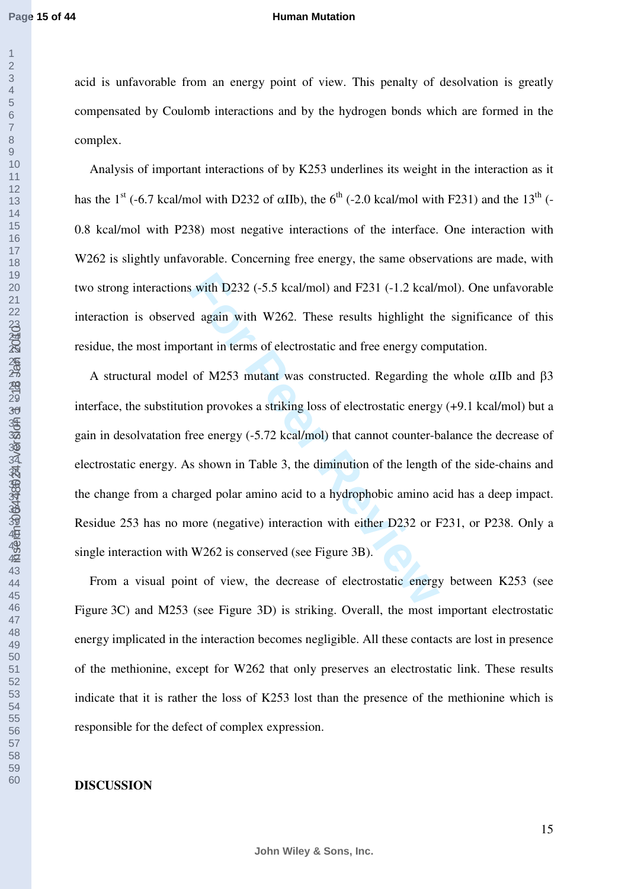acid is unfavorable from an energy point of view. This penalty of desolvation is greatly compensated by Coulomb interactions and by the hydrogen bonds which are formed in the complex.

Analysis of important interactions of by K253 underlines its weight in the interaction as it has the 1$^{st}$ (-6.7 kcal/mol with D232 of αIIb), the 6$^{th}$ (-2.0 kcal/mol with F231) and the 13$^{th}$ (-0.8 kcal/mol with P238) most negative interactions of the interface. One interaction with W262 is slightly unfavorable. Concerning free energy, the same observations are made, with two strong interactions with D232 (-5.5 kcal/mol) and F231 (-1.2 kcal/mol). One unfavorable interaction is observed again with W262. These results highlight the significance of this residue, the most important in terms of electrostatic and free energy computation.

A structural model of M253 mutant was constructed. Regarding the whole αIIb and β3 interface, the substitution provokes a striking loss of electrostatic energy (+9.1 kcal/mol) but a gain in desolvatation free energy (-5.72 kcal/mol) that cannot counter-balance the decrease of electrostatic energy. As shown in Table 3, the diminution of the length of the side-chains and the change from a charged polar amino acid to a hydrophobic amino acid has a deep impact. Residue 253 has no more (negative) interaction with either D232 or F231, or P238. Only a single interaction with W262 is conserved (see Figure 3B).

From a visual point of view, the decrease of electrostatic energy between K253 (see Figure 3C) and M253 (see Figure 3D) is striking. Overall, the most important electrostatic energy implicated in the interaction becomes negligible. All these contacts are lost in presence of the methionine, except for W262 that only preserves an electrostatic link. These results indicate that it is rather the loss of K253 lost than the presence of the methionine which is responsible for the defect of complex expression.

## DISCUSSION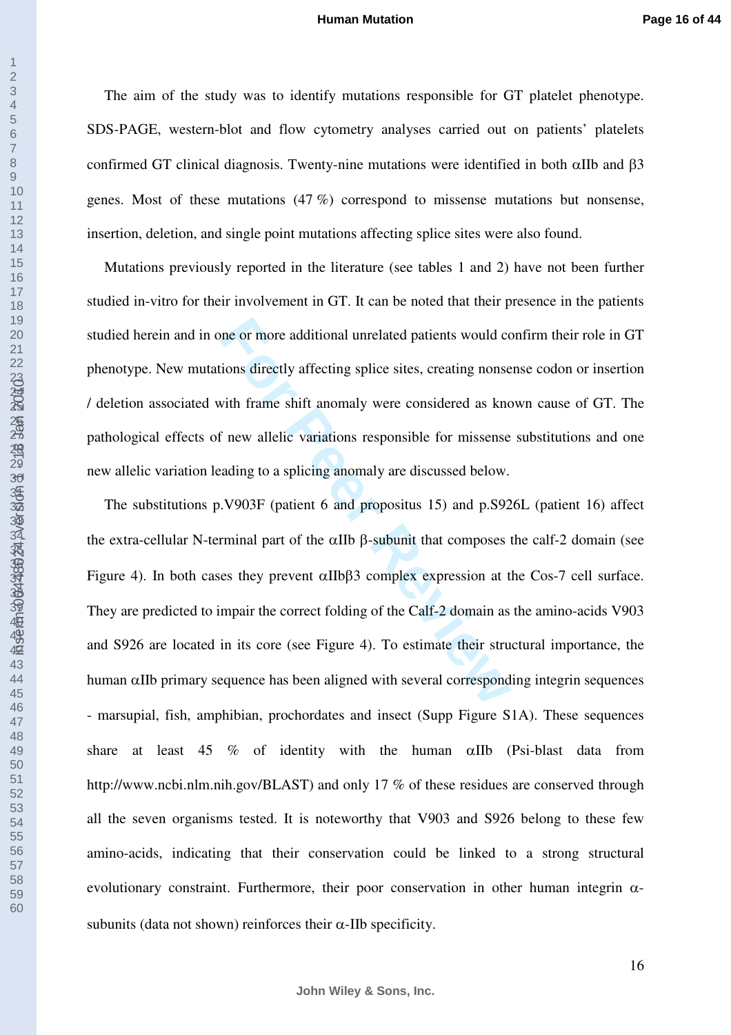The aim of the study was to identify mutations responsible for GT platelet phenotype. SDS-PAGE, western-blot and flow cytometry analyses carried out on patients' platelets confirmed GT clinical diagnosis. Twenty-nine mutations were identified in both αIIb and β3 genes. Most of these mutations (47 %) correspond to missense mutations but nonsense, insertion, deletion, and single point mutations affecting splice sites were also found.

Mutations previously reported in the literature (see tables 1 and 2) have not been further studied in-vitro for their involvement in GT. It can be noted that their presence in the patients studied herein and in one or more additional unrelated patients would confirm their role in GT phenotype. New mutations directly affecting splice sites, creating nonsense codon or insertion / deletion associated with frame shift anomaly were considered as known cause of GT. The pathological effects of new allelic variations responsible for missense substitutions and one new allelic variation leading to a splicing anomaly are discussed below.

The substitutions p.V903F (patient 6 and propositus 15) and p.S926L (patient 16) affect the extra-cellular N-terminal part of the αIIb β-subunit that composes the calf-2 domain (see Figure 4). In both cases they prevent αIIbβ3 complex expression at the Cos-7 cell surface. They are predicted to impair the correct folding of the Calf-2 domain as the amino-acids V903 and S926 are located in its core (see Figure 4). To estimate their structural importance, the human αIIb primary sequence has been aligned with several corresponding integrin sequences - marsupial, fish, amphibian, prochordates and insect (Supp Figure S1A). These sequences share at least 45 % of identity with the human αIIb (Psi-blast data from http://www.ncbi.nlm.nih.gov/BLAST) and only 17 % of these residues are conserved through all the seven organisms tested. It is noteworthy that V903 and S926 belong to these few amino-acids, indicating that their conservation could be linked to a strong structural evolutionary constraint. Furthermore, their poor conservation in other human integrin α-subunits (data not shown) reinforces their α-IIb specificity.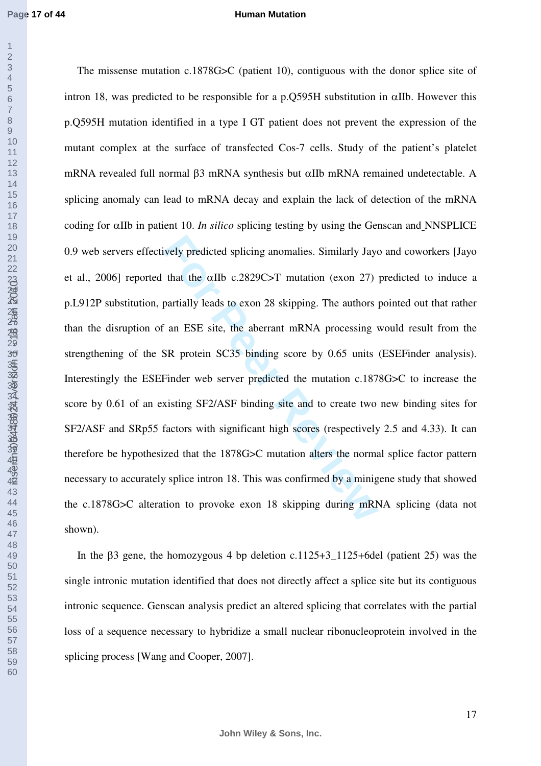The missense mutation c.1878G>C (patient 10), contiguous with the donor splice site of intron 18, was predicted to be responsible for a p.Q595H substitution in αIIb. However this p.Q595H mutation identified in a type I GT patient does not prevent the expression of the mutant complex at the surface of transfected Cos-7 cells. Study of the patient's platelet mRNA revealed full normal β3 mRNA synthesis but αIIb mRNA remained undetectable. A splicing anomaly can lead to mRNA decay and explain the lack of detection of the mRNA coding for αIIb in patient 10. *In silico* splicing testing by using the Genscan and NNSPLICE 0.9 web servers effectively predicted splicing anomalies. Similarly Jayo and coworkers [Jayo et al., 2006] reported that the αIIb c.2829C>T mutation (exon 27) predicted to induce a p.L912P substitution, partially leads to exon 28 skipping. The authors pointed out that rather than the disruption of an ESE site, the aberrant mRNA processing would result from the strengthening of the SR protein SC35 binding score by 0.65 units (ESEFinder analysis). Interestingly the ESEFinder web server predicted the mutation c.1878G>C to increase the score by 0.61 of an existing SF2/ASF binding site and to create two new binding sites for SF2/ASF and SRp55 factors with significant high scores (respectively 2.5 and 4.33). It can therefore be hypothesized that the 1878G>C mutation alters the normal splice factor pattern necessary to accurately splice intron 18. This was confirmed by a minigene study that showed the c.1878G>C alteration to provoke exon 18 skipping during mRNA splicing (data not shown).

In the β3 gene, the homozygous 4 bp deletion c.1125+3_1125+6del (patient 25) was the single intronic mutation identified that does not directly affect a splice site but its contiguous intronic sequence. Genscan analysis predict an altered splicing that correlates with the partial loss of a sequence necessary to hybridize a small nuclear ribonucleoprotein involved in the splicing process [Wang and Cooper, 2007].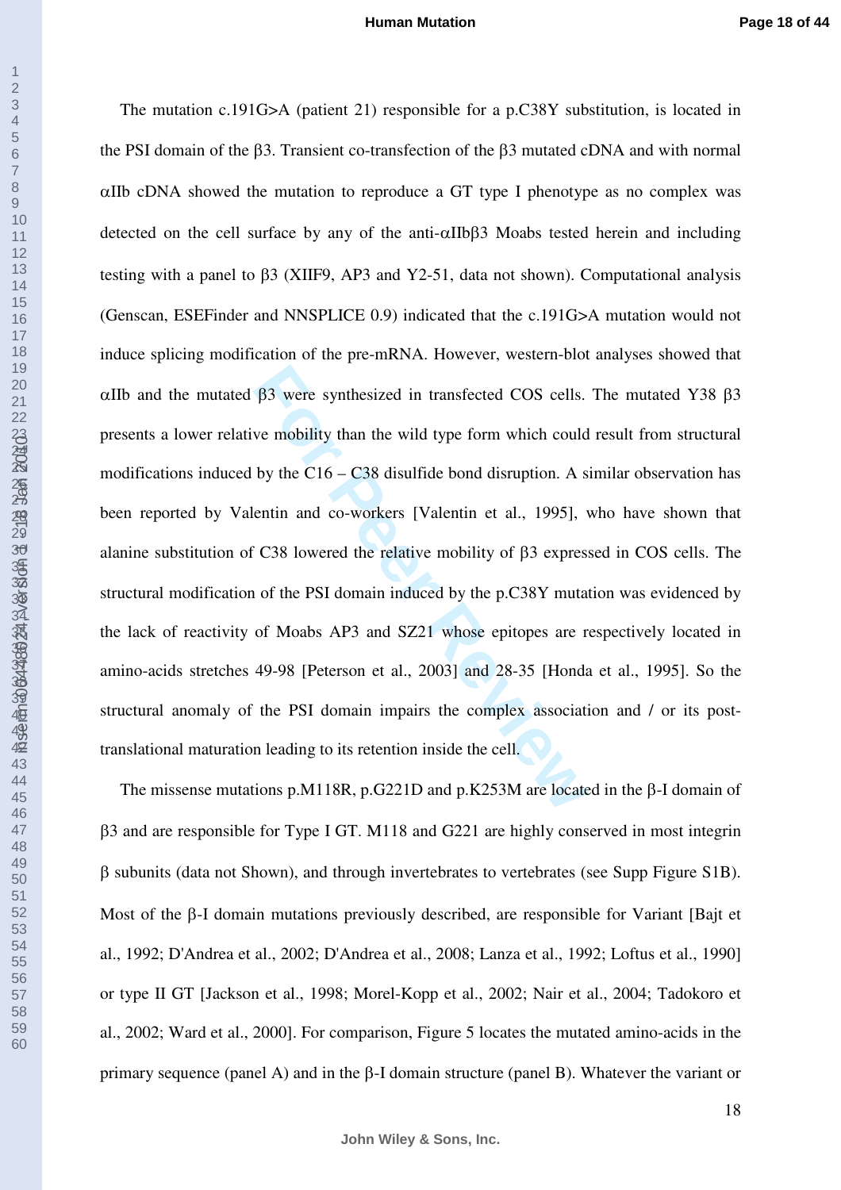The mutation c.191G>A (patient 21) responsible for a p.C38Y substitution, is located in the PSI domain of the β3. Transient co-transfection of the β3 mutated cDNA and with normal αIIb cDNA showed the mutation to reproduce a GT type I phenotype as no complex was detected on the cell surface by any of the anti-αIIbβ3 Moabs tested herein and including testing with a panel to β3 (XIIF9, AP3 and Y2-51, data not shown). Computational analysis (Genscan, ESEFinder and NNSPLICE 0.9) indicated that the c.191G>A mutation would not induce splicing modification of the pre-mRNA. However, western-blot analyses showed that αIIb and the mutated β3 were synthesized in transfected COS cells. The mutated Y38 β3 presents a lower relative mobility than the wild type form which could result from structural modifications induced by the C16 – C38 disulfide bond disruption. A similar observation has been reported by Valentin and co-workers [Valentin et al., 1995], who have shown that alanine substitution of C38 lowered the relative mobility of β3 expressed in COS cells. The structural modification of the PSI domain induced by the p.C38Y mutation was evidenced by the lack of reactivity of Moabs AP3 and SZ21 whose epitopes are respectively located in amino-acids stretches 49-98 [Peterson et al., 2003] and 28-35 [Honda et al., 1995]. So the structural anomaly of the PSI domain impairs the complex association and / or its post-translational maturation leading to its retention inside the cell.

The missense mutations p.M118R, p.G221D and p.K253M are located in the β-I domain of β3 and are responsible for Type I GT. M118 and G221 are highly conserved in most integrin β subunits (data not Shown), and through invertebrates to vertebrates (see Supp Figure S1B). Most of the β-I domain mutations previously described, are responsible for Variant [Bajt et al., 1992; D'Andrea et al., 2002; D'Andrea et al., 2008; Lanza et al., 1992; Loftus et al., 1990] or type II GT [Jackson et al., 1998; Morel-Kopp et al., 2002; Nair et al., 2004; Tadokoro et al., 2002; Ward et al., 2000]. For comparison, Figure 5 locates the mutated amino-acids in the primary sequence (panel A) and in the β-I domain structure (panel B). Whatever the variant or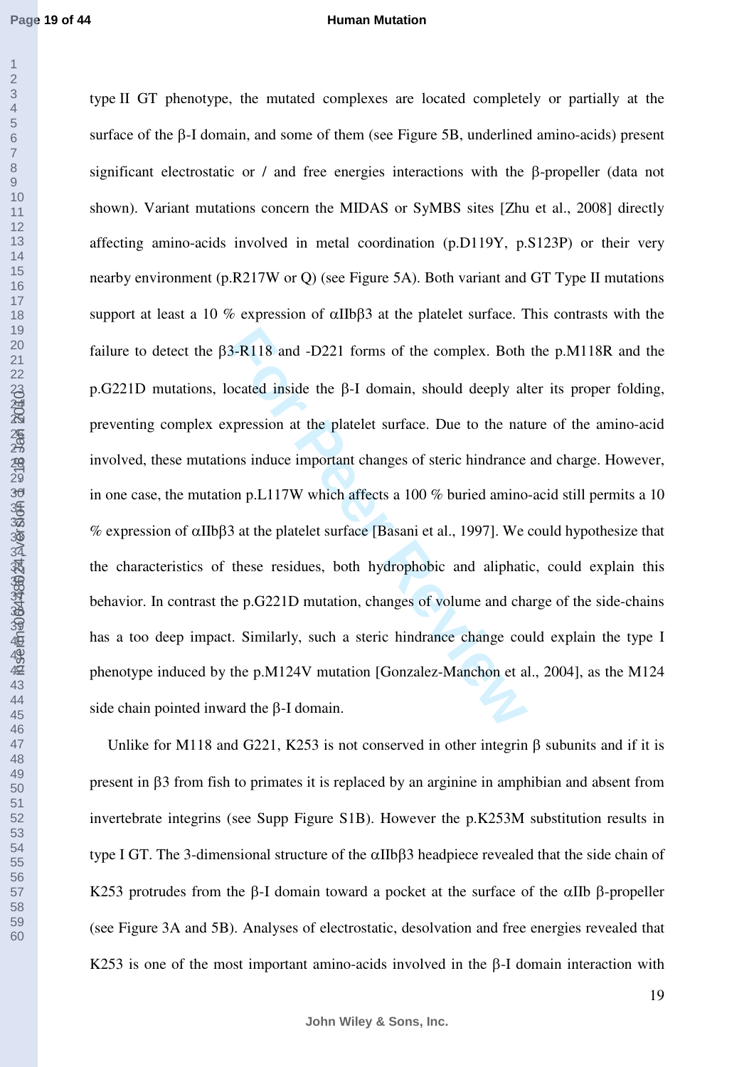type II GT phenotype, the mutated complexes are located completely or partially at the surface of the β-I domain, and some of them (see Figure 5B, underlined amino-acids) present significant electrostatic or / and free energies interactions with the β-propeller (data not shown). Variant mutations concern the MIDAS or SyMBS sites [Zhu et al., 2008] directly affecting amino-acids involved in metal coordination (p.D119Y, p.S123P) or their very nearby environment (p.R217W or Q) (see Figure 5A). Both variant and GT Type II mutations support at least a 10 % expression of αIIbβ3 at the platelet surface. This contrasts with the failure to detect the β3-R118 and -D221 forms of the complex. Both the p.M118R and the p.G221D mutations, located inside the β-I domain, should deeply alter its proper folding, preventing complex expression at the platelet surface. Due to the nature of the amino-acid involved, these mutations induce important changes of steric hindrance and charge. However, in one case, the mutation p.L117W which affects a 100 % buried amino-acid still permits a 10 % expression of αIIbβ3 at the platelet surface [Basani et al., 1997]. We could hypothesize that the characteristics of these residues, both hydrophobic and aliphatic, could explain this behavior. In contrast the p.G221D mutation, changes of volume and charge of the side-chains has a too deep impact. Similarly, such a steric hindrance change could explain the type I phenotype induced by the p.M124V mutation [Gonzalez-Manchon et al., 2004], as the M124 side chain pointed inward the β-I domain.

Unlike for M118 and G221, K253 is not conserved in other integrin β subunits and if it is present in β3 from fish to primates it is replaced by an arginine in amphibian and absent from invertebrate integrins (see Supp Figure S1B). However the p.K253M substitution results in type I GT. The 3-dimensional structure of the αIIbβ3 headpiece revealed that the side chain of K253 protrudes from the β-I domain toward a pocket at the surface of the αIIb β-propeller (see Figure 3A and 5B). Analyses of electrostatic, desolvation and free energies revealed that K253 is one of the most important amino-acids involved in the β-I domain interaction with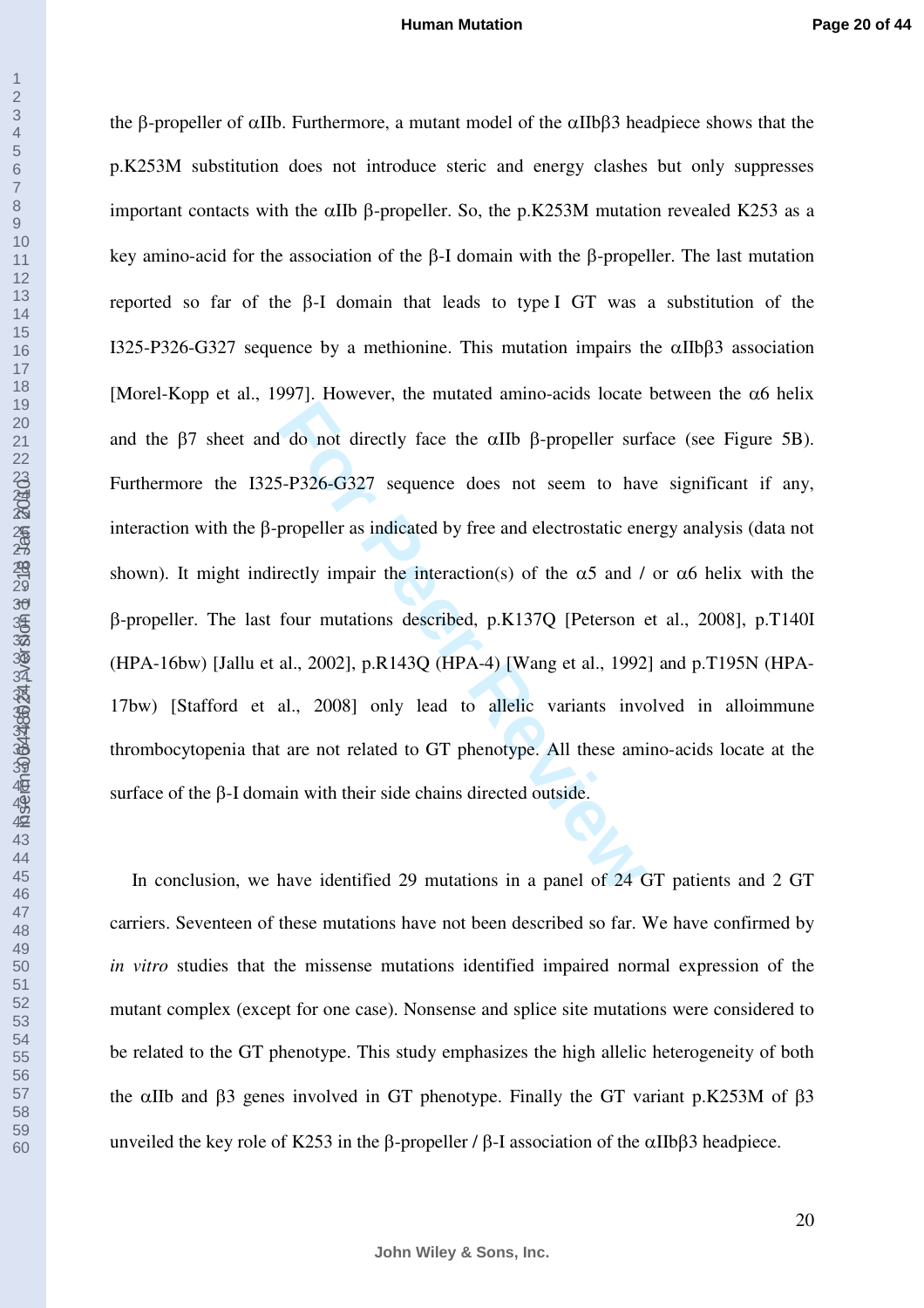the β-propeller of αIIb. Furthermore, a mutant model of the αIIbβ3 headpiece shows that the p.K253M substitution does not introduce steric and energy clashes but only suppresses important contacts with the αIIb β-propeller. So, the p.K253M mutation revealed K253 as a key amino-acid for the association of the β-I domain with the β-propeller. The last mutation reported so far of the β-I domain that leads to type I GT was a substitution of the I325-P326-G327 sequence by a methionine. This mutation impairs the αIIbβ3 association [Morel-Kopp et al., 1997]. However, the mutated amino-acids locate between the α6 helix and the β7 sheet and do not directly face the αIIb β-propeller surface (see Figure 5B). Furthermore the I325-P326-G327 sequence does not seem to have significant if any, interaction with the β-propeller as indicated by free and electrostatic energy analysis (data not shown). It might indirectly impair the interaction(s) of the α5 and / or α6 helix with the β-propeller. The last four mutations described, p.K137Q [Peterson et al., 2008], p.T140I (HPA-16bw) [Jallu et al., 2002], p.R143Q (HPA-4) [Wang et al., 1992] and p.T195N (HPA-17bw) [Stafford et al., 2008] only lead to allelic variants involved in alloimmune thrombocytopenia that are not related to GT phenotype. All these amino-acids locate at the surface of the β-I domain with their side chains directed outside.

In conclusion, we have identified 29 mutations in a panel of 24 GT patients and 2 GT carriers. Seventeen of these mutations have not been described so far. We have confirmed by *in vitro* studies that the missense mutations identified impaired normal expression of the mutant complex (except for one case). Nonsense and splice site mutations were considered to be related to the GT phenotype. This study emphasizes the high allelic heterogeneity of both the αIIb and β3 genes involved in GT phenotype. Finally the GT variant p.K253M of β3 unveiled the key role of K253 in the β-propeller / β-I association of the αIIbβ3 headpiece.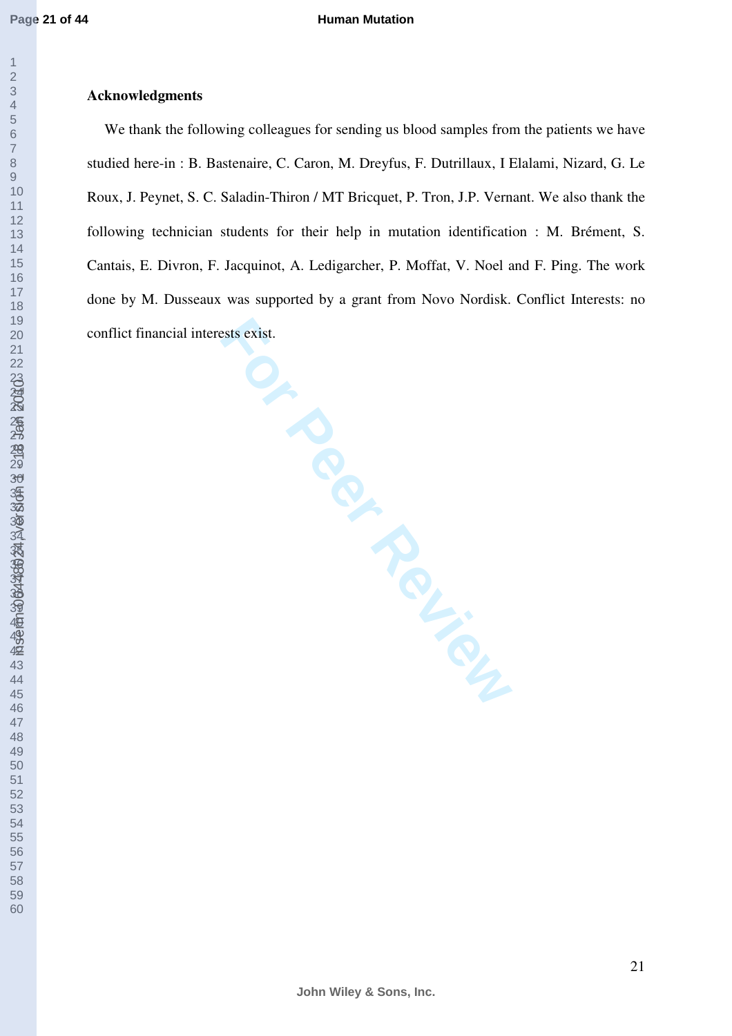**Acknowledgments**

We thank the following colleagues for sending us blood samples from the patients we have studied here-in : B. Bastenaire, C. Caron, M. Dreyfus, F. Dutrillaux, I Elalami, Nizard, G. Le Roux, J. Peynet, S. C. Saladin-Thiron / MT Bricquet, P. Tron, J.P. Vernant. We also thank the following technician students for their help in mutation identification : M. Brément, S. Cantais, E. Divron, F. Jacquinot, A. Ledigarcher, P. Moffat, V. Noel and F. Ping. The work done by M. Dusseaux was supported by a grant from Novo Nordisk. Conflict Interests: no conflict financial interests exist.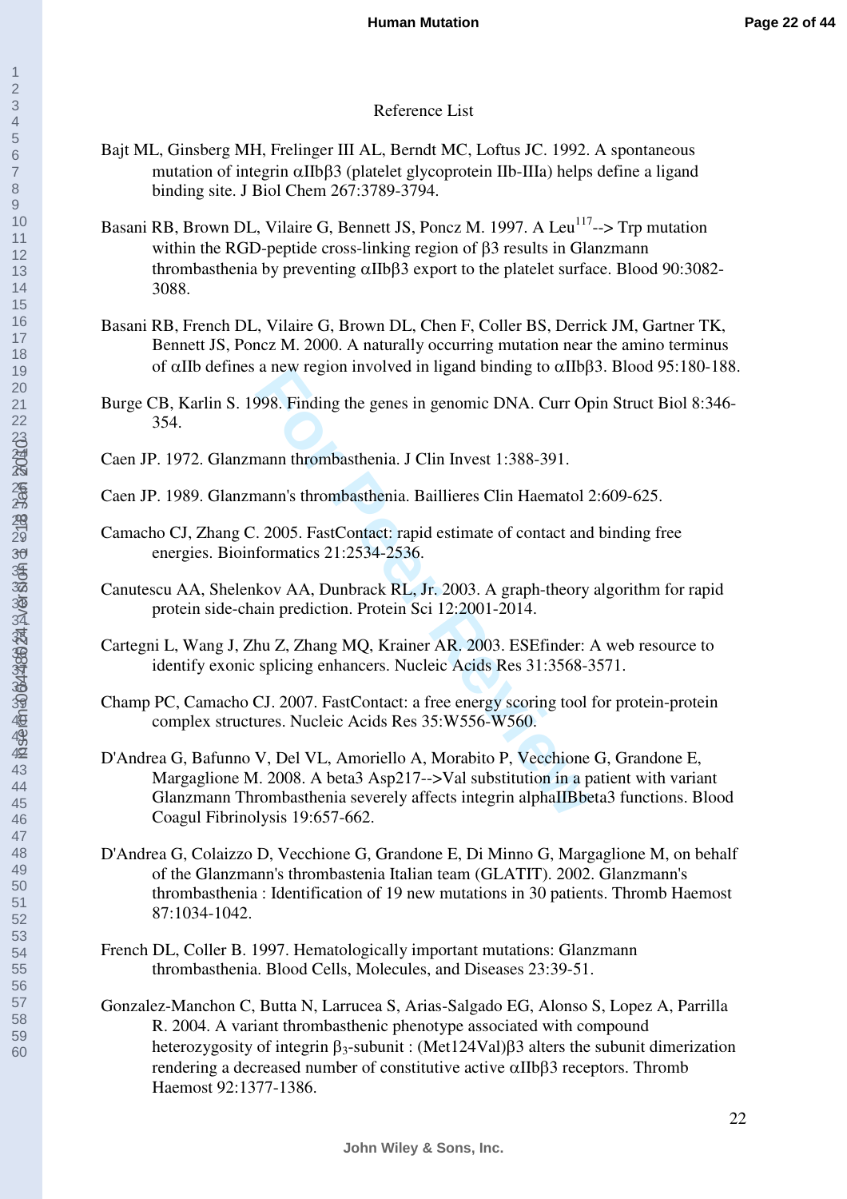Reference List

Bajt ML, Ginsberg MH, Frelinger III AL, Berndt MC, Loftus JC. 1992. A spontaneous mutation of integrin αIIbβ3 (platelet glycoprotein IIb-IIIa) helps define a ligand binding site. J Biol Chem 267:3789-3794.

Basani RB, Brown DL, Vilaire G, Bennett JS, Poncz M. 1997. A Leu$^{117}$--> Trp mutation within the RGD-peptide cross-linking region of β3 results in Glanzmann thrombasthenia by preventing αIIbβ3 export to the platelet surface. Blood 90:3082-3088.

Basani RB, French DL, Vilaire G, Brown DL, Chen F, Coller BS, Derrick JM, Gartner TK, Bennett JS, Poncz M. 2000. A naturally occurring mutation near the amino terminus of αIIb defines a new region involved in ligand binding to αIIbβ3. Blood 95:180-188.

Burge CB, Karlin S. 1998. Finding the genes in genomic DNA. Curr Opin Struct Biol 8:346-354.

Caen JP. 1972. Glanzmann thrombasthenia. J Clin Invest 1:388-391.

Caen JP. 1989. Glanzmann's thrombasthenia. Baillieres Clin Haematol 2:609-625.

Camacho CJ, Zhang C. 2005. FastContact: rapid estimate of contact and binding free energies. Bioinformatics 21:2534-2536.

Canutescu AA, Shelenkov AA, Dunbrack RL, Jr. 2003. A graph-theory algorithm for rapid protein side-chain prediction. Protein Sci 12:2001-2014.

Cartegni L, Wang J, Zhu Z, Zhang MQ, Krainer AR. 2003. ESEfinder: A web resource to identify exonic splicing enhancers. Nucleic Acids Res 31:3568-3571.

Champ PC, Camacho CJ. 2007. FastContact: a free energy scoring tool for protein-protein complex structures. Nucleic Acids Res 35:W556-W560.

D'Andrea G, Bafunno V, Del VL, Amoriello A, Morabito P, Vecchione G, Grandone E, Margaglione M. 2008. A beta3 Asp217-->Val substitution in a patient with variant Glanzmann Thrombasthenia severely affects integrin alphaIIBbeta3 functions. Blood Coagul Fibrinolysis 19:657-662.

D'Andrea G, Colaizzo D, Vecchione G, Grandone E, Di Minno G, Margaglione M, on behalf of the Glanzmann's thrombastenia Italian team (GLATIT). 2002. Glanzmann's thrombasthenia : Identification of 19 new mutations in 30 patients. Thromb Haemost 87:1034-1042.

French DL, Coller B. 1997. Hematologically important mutations: Glanzmann thrombasthenia. Blood Cells, Molecules, and Diseases 23:39-51.

Gonzalez-Manchon C, Butta N, Larrucea S, Arias-Salgado EG, Alonso S, Lopez A, Parrilla R. 2004. A variant thrombasthenic phenotype associated with compound heterozygosity of integrin $\beta_3$-subunit : (Met124Val)β3 alters the subunit dimerization rendering a decreased number of constitutive active αIIbβ3 receptors. Thromb Haemost 92:1377-1386.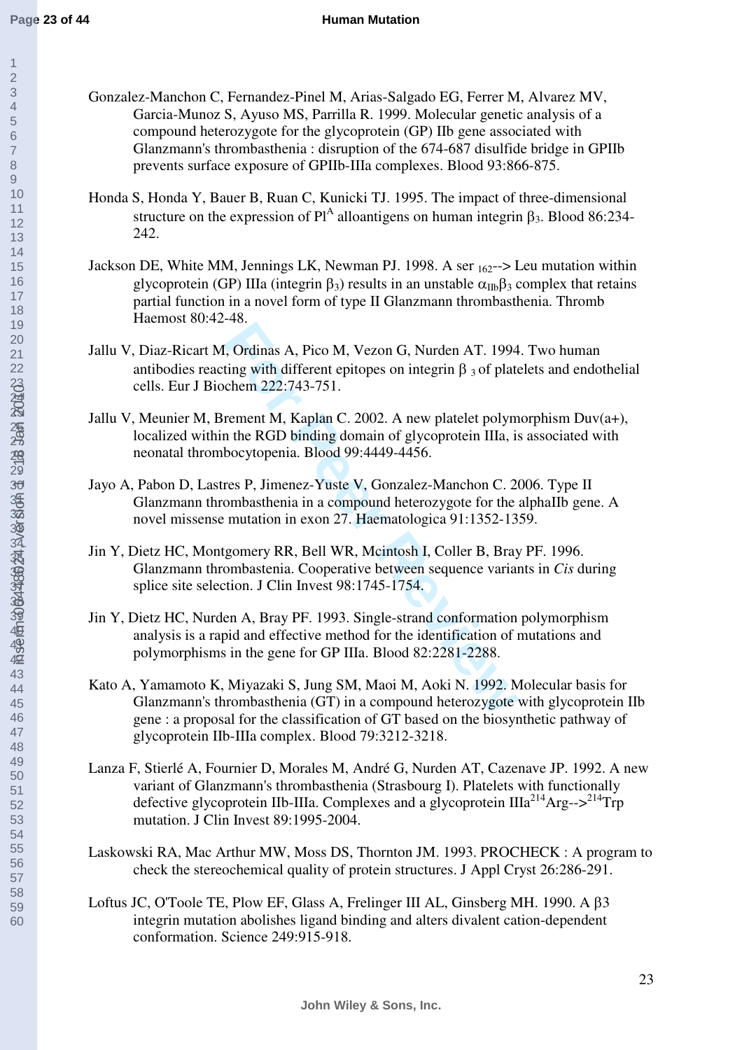Gonzalez-Manchon C, Fernandez-Pinel M, Arias-Salgado EG, Ferrer M, Alvarez MV, Garcia-Munoz S, Ayuso MS, Parrilla R. 1999. Molecular genetic analysis of a compound heterozygote for the glycoprotein (GP) IIb gene associated with Glanzmann's thrombasthenia : disruption of the 674-687 disulfide bridge in GPIIb prevents surface exposure of GPIIb-IIIa complexes. Blood 93:866-875.

Honda S, Honda Y, Bauer B, Ruan C, Kunicki TJ. 1995. The impact of three-dimensional structure on the expression of Pl[A] alloantigens on human integrin $\beta_3$. Blood 86:234-242.

Jackson DE, White MM, Jennings LK, Newman PJ. 1998. A ser $_{162}$--> Leu mutation within glycoprotein (GP) IIIa (integrin $\beta_3$) results in an unstable $\alpha_{IIb}\beta_3$ complex that retains partial function in a novel form of type II Glanzmann thrombasthenia. Thromb Haemost 80:42-48.

Jallu V, Diaz-Ricart M, Ordinas A, Pico M, Vezon G, Nurden AT. 1994. Two human antibodies reacting with different epitopes on integrin $\beta_3$ of platelets and endothelial cells. Eur J Biochem 222:743-751.

Jallu V, Meunier M, Brement M, Kaplan C. 2002. A new platelet polymorphism Duv(a+), localized within the RGD binding domain of glycoprotein IIIa, is associated with neonatal thrombocytopenia. Blood 99:4449-4456.

Jayo A, Pabon D, Lastres P, Jimenez-Yuste V, Gonzalez-Manchon C. 2006. Type II Glanzmann thrombasthenia in a compound heterozygote for the alphaIIb gene. A novel missense mutation in exon 27. Haematologica 91:1352-1359.

Jin Y, Dietz HC, Montgomery RR, Bell WR, Mcintosh I, Coller B, Bray PF. 1996. Glanzmann thrombastenia. Cooperative between sequence variants in *Cis* during splice site selection. J Clin Invest 98:1745-1754.

Jin Y, Dietz HC, Nurden A, Bray PF. 1993. Single-strand conformation polymorphism analysis is a rapid and effective method for the identification of mutations and polymorphisms in the gene for GP IIIa. Blood 82:2281-2288.

Kato A, Yamamoto K, Miyazaki S, Jung SM, Maoi M, Aoki N. 1992. Molecular basis for Glanzmann's thrombasthenia (GT) in a compound heterozygote with glycoprotein IIb gene : a proposal for the classification of GT based on the biosynthetic pathway of glycoprotein IIb-IIIa complex. Blood 79:3212-3218.

Lanza F, Stierlé A, Fournier D, Morales M, André G, Nurden AT, Cazenave JP. 1992. A new variant of Glanzmann's thrombasthenia (Strasbourg I). Platelets with functionally defective glycoprotein IIb-IIIa. Complexes and a glycoprotein IIIa$^{214}$Arg-->$^{214}$Trp mutation. J Clin Invest 89:1995-2004.

Laskowski RA, Mac Arthur MW, Moss DS, Thornton JM. 1993. PROCHECK : A program to check the stereochemical quality of protein structures. J Appl Cryst 26:286-291.

Loftus JC, O'Toole TE, Plow EF, Glass A, Frelinger III AL, Ginsberg MH. 1990. A $\beta$3 integrin mutation abolishes ligand binding and alters divalent cation-dependent conformation. Science 249:915-918.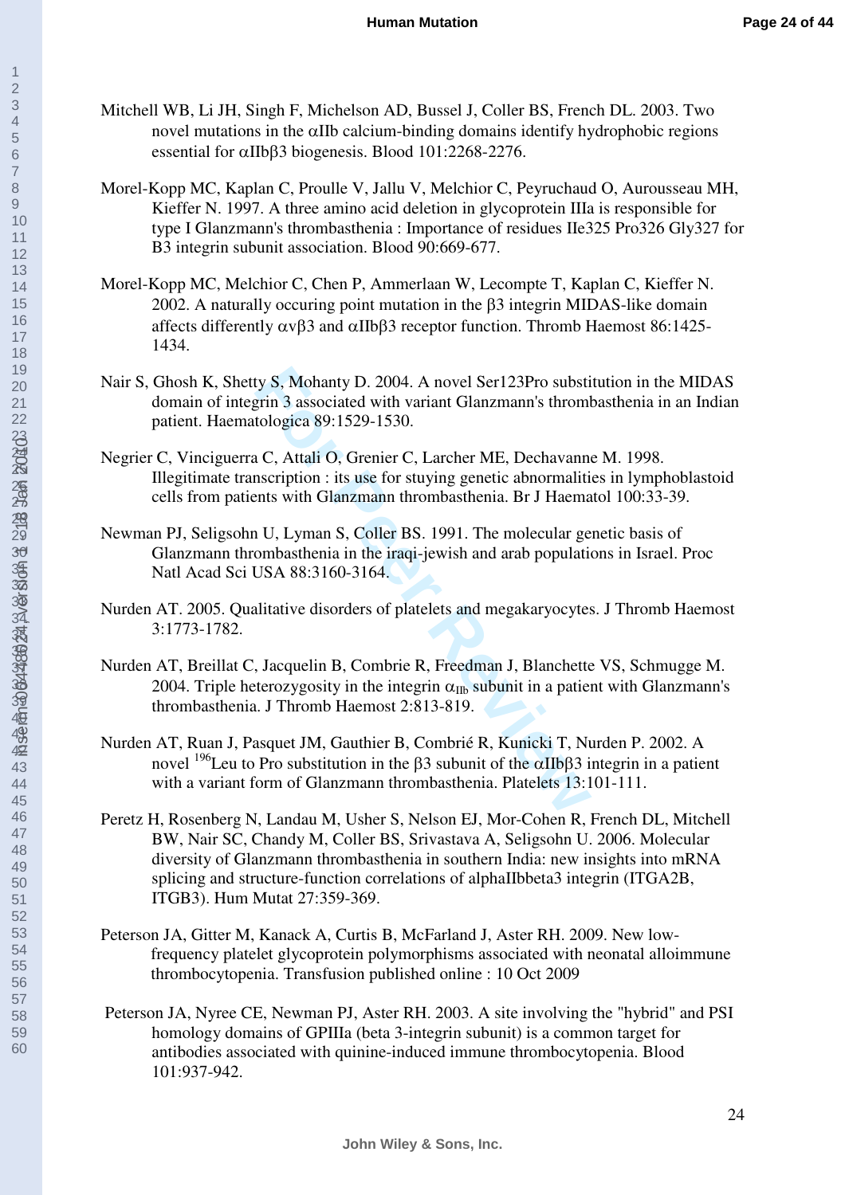Mitchell WB, Li JH, Singh F, Michelson AD, Bussel J, Coller BS, French DL. 2003. Two novel mutations in the αIIb calcium-binding domains identify hydrophobic regions essential for αIIbβ3 biogenesis. Blood 101:2268-2276.

Morel-Kopp MC, Kaplan C, Proulle V, Jallu V, Melchior C, Peyruchaud O, Aurousseau MH, Kieffer N. 1997. A three amino acid deletion in glycoprotein IIIa is responsible for type I Glanzmann's thrombasthenia : Importance of residues Ile325 Pro326 Gly327 for B3 integrin subunit association. Blood 90:669-677.

Morel-Kopp MC, Melchior C, Chen P, Ammerlaan W, Lecompte T, Kaplan C, Kieffer N. 2002. A naturally occuring point mutation in the β3 integrin MIDAS-like domain affects differently αvβ3 and αIIbβ3 receptor function. Thromb Haemost 86:1425-1434.

Nair S, Ghosh K, Shetty S, Mohanty D. 2004. A novel Ser123Pro substitution in the MIDAS domain of integrin 3 associated with variant Glanzmann's thrombasthenia in an Indian patient. Haematologica 89:1529-1530.

Negrier C, Vinciguerra C, Attali O, Grenier C, Larcher ME, Dechavanne M. 1998. Illegitimate transcription : its use for stuying genetic abnormalities in lymphoblastoid cells from patients with Glanzmann thrombasthenia. Br J Haematol 100:33-39.

Newman PJ, Seligsohn U, Lyman S, Coller BS. 1991. The molecular genetic basis of Glanzmann thrombasthenia in the iraqi-jewish and arab populations in Israel. Proc Natl Acad Sci USA 88:3160-3164.

Nurden AT. 2005. Qualitative disorders of platelets and megakaryocytes. J Thromb Haemost 3:1773-1782.

Nurden AT, Breillat C, Jacquelin B, Combrie R, Freedman J, Blanchette VS, Schmugge M. 2004. Triple heterozygosity in the integrin $\alpha_{IIb}$ subunit in a patient with Glanzmann's thrombasthenia. J Thromb Haemost 2:813-819.

Nurden AT, Ruan J, Pasquet JM, Gauthier B, Combrié R, Kunicki T, Nurden P. 2002. A novel $^{196}$Leu to Pro substitution in the β3 subunit of the αIIbβ3 integrin in a patient with a variant form of Glanzmann thrombasthenia. Platelets 13:101-111.

Peretz H, Rosenberg N, Landau M, Usher S, Nelson EJ, Mor-Cohen R, French DL, Mitchell BW, Nair SC, Chandy M, Coller BS, Srivastava A, Seligsohn U. 2006. Molecular diversity of Glanzmann thrombasthenia in southern India: new insights into mRNA splicing and structure-function correlations of alphaIIbbeta3 integrin (ITGA2B, ITGB3). Hum Mutat 27:359-369.

Peterson JA, Gitter M, Kanack A, Curtis B, McFarland J, Aster RH. 2009. New low-frequency platelet glycoprotein polymorphisms associated with neonatal alloimmune thrombocytopenia. Transfusion published online : 10 Oct 2009

Peterson JA, Nyree CE, Newman PJ, Aster RH. 2003. A site involving the "hybrid" and PSI homology domains of GPIIIa (beta 3-integrin subunit) is a common target for antibodies associated with quinine-induced immune thrombocytopenia. Blood 101:937-942.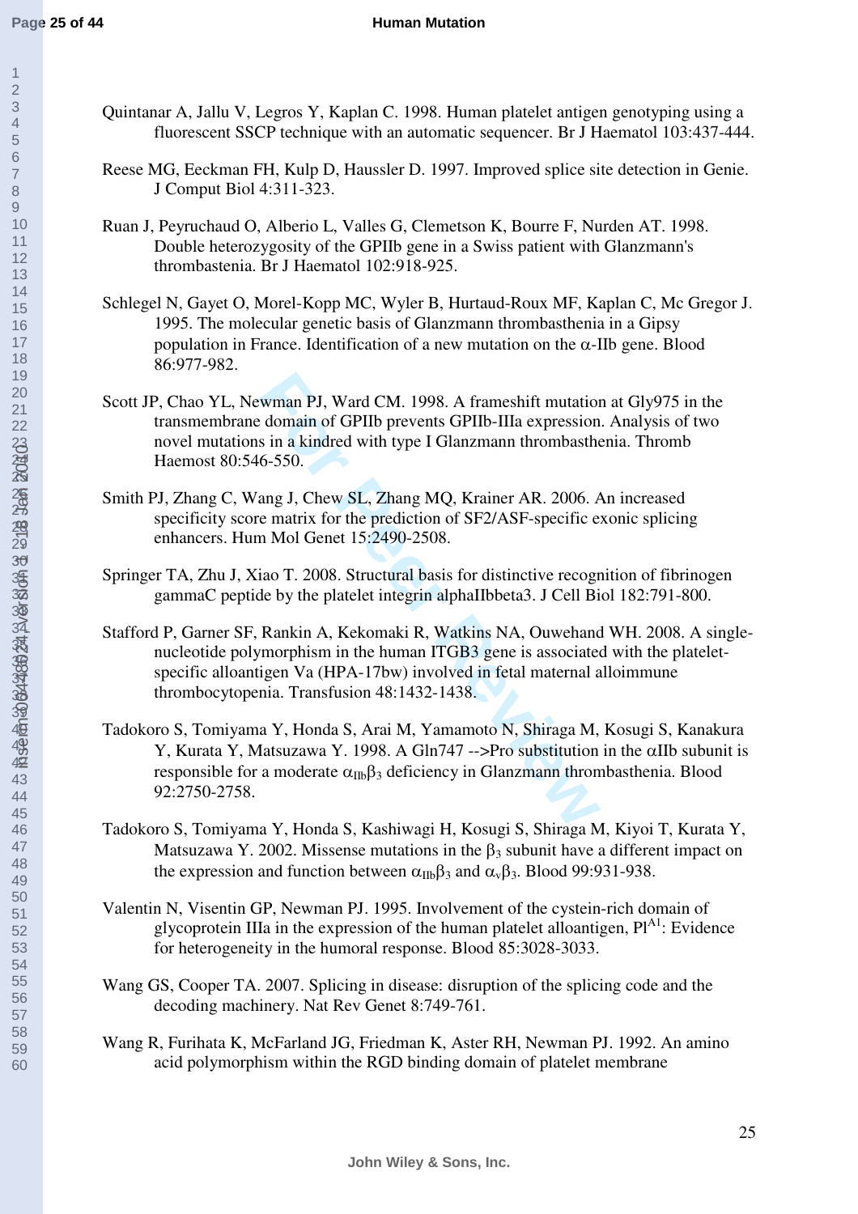Quintanar A, Jallu V, Legros Y, Kaplan C. 1998. Human platelet antigen genotyping using a fluorescent SSCP technique with an automatic sequencer. Br J Haematol 103:437-444.

Reese MG, Eeckman FH, Kulp D, Haussler D. 1997. Improved splice site detection in Genie. J Comput Biol 4:311-323.

Ruan J, Peyruchaud O, Alberio L, Valles G, Clemetson K, Bourre F, Nurden AT. 1998. Double heterozygosity of the GPIIb gene in a Swiss patient with Glanzmann's thrombastenia. Br J Haematol 102:918-925.

Schlegel N, Gayet O, Morel-Kopp MC, Wyler B, Hurtaud-Roux MF, Kaplan C, Mc Gregor J. 1995. The molecular genetic basis of Glanzmann thrombasthenia in a Gipsy population in France. Identification of a new mutation on the α-IIb gene. Blood 86:977-982.

Scott JP, Chao YL, Newman PJ, Ward CM. 1998. A frameshift mutation at Gly975 in the transmembrane domain of GPIIb prevents GPIIb-IIIa expression. Analysis of two novel mutations in a kindred with type I Glanzmann thrombasthenia. Thromb Haemost 80:546-550.

Smith PJ, Zhang C, Wang J, Chew SL, Zhang MQ, Krainer AR. 2006. An increased specificity score matrix for the prediction of SF2/ASF-specific exonic splicing enhancers. Hum Mol Genet 15:2490-2508.

Springer TA, Zhu J, Xiao T. 2008. Structural basis for distinctive recognition of fibrinogen gammaC peptide by the platelet integrin alphaIIbbeta3. J Cell Biol 182:791-800.

Stafford P, Garner SF, Rankin A, Kekomaki R, Watkins NA, Ouwehand WH. 2008. A single-nucleotide polymorphism in the human ITGB3 gene is associated with the platelet-specific alloantigen Va (HPA-17bw) involved in fetal maternal alloimmune thrombocytopenia. Transfusion 48:1432-1438.

Tadokoro S, Tomiyama Y, Honda S, Arai M, Yamamoto N, Shiraga M, Kosugi S, Kanakura Y, Kurata Y, Matsuzawa Y. 1998. A Gln747 -->Pro substitution in the αIIb subunit is responsible for a moderate $\alpha_{IIb}\beta_3$ deficiency in Glanzmann thrombasthenia. Blood 92:2750-2758.

Tadokoro S, Tomiyama Y, Honda S, Kashiwagi H, Kosugi S, Shiraga M, Kiyoi T, Kurata Y, Matsuzawa Y. 2002. Missense mutations in the $\beta_3$ subunit have a different impact on the expression and function between $\alpha_{IIb}\beta_3$ and $\alpha_v\beta_3$. Blood 99:931-938.

Valentin N, Visentin GP, Newman PJ. 1995. Involvement of the cystein-rich domain of glycoprotein IIIa in the expression of the human platelet alloantigen, $Pl^{A1}$: Evidence for heterogeneity in the humoral response. Blood 85:3028-3033.

Wang GS, Cooper TA. 2007. Splicing in disease: disruption of the splicing code and the decoding machinery. Nat Rev Genet 8:749-761.

Wang R, Furihata K, McFarland JG, Friedman K, Aster RH, Newman PJ. 1992. An amino acid polymorphism within the RGD binding domain of platelet membrane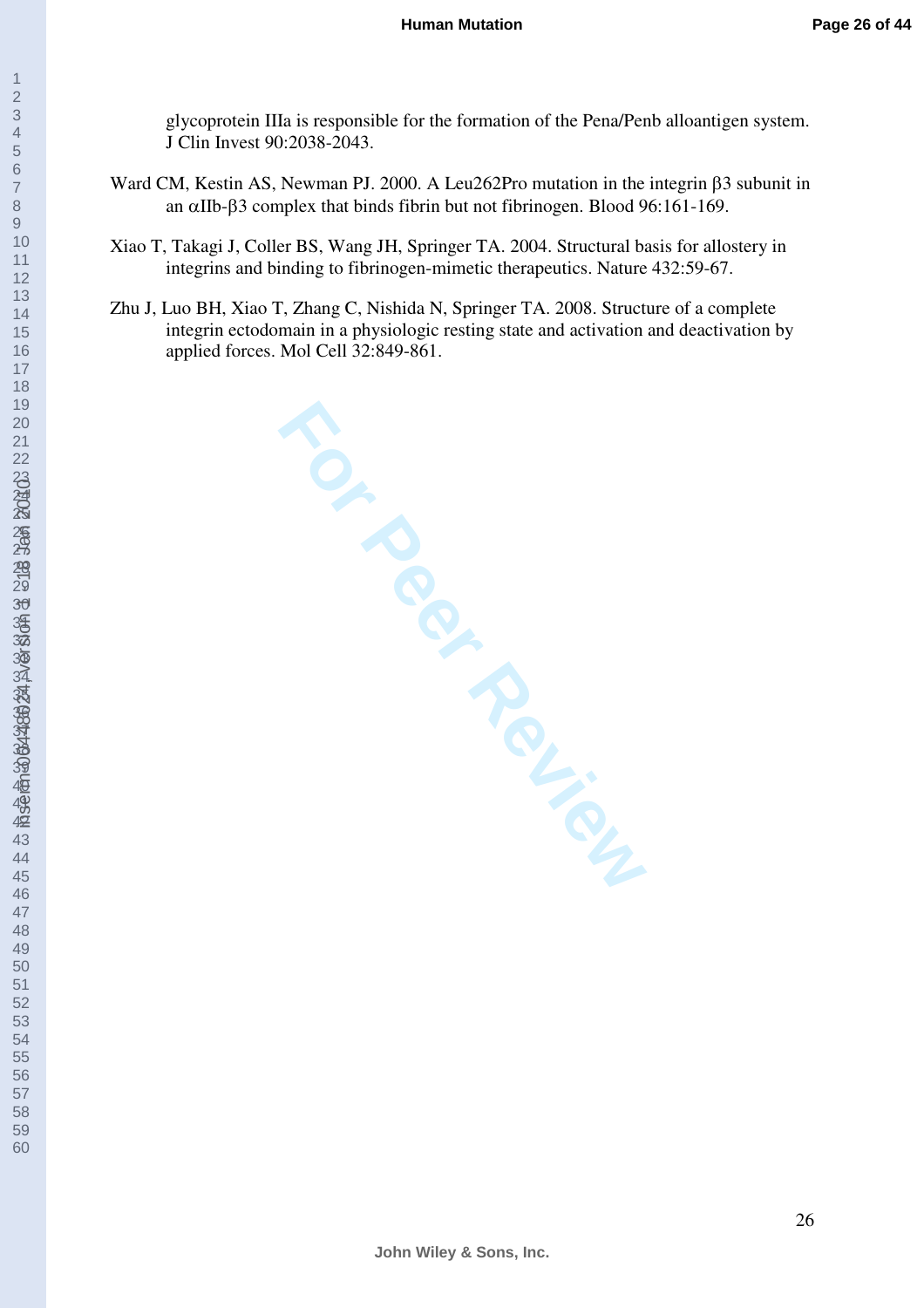glycoprotein IIIa is responsible for the formation of the Pena/Penb alloantigen system. J Clin Invest 90:2038-2043.

Ward CM, Kestin AS, Newman PJ. 2000. A Leu262Pro mutation in the integrin β3 subunit in an αIIb-β3 complex that binds fibrin but not fibrinogen. Blood 96:161-169.

Xiao T, Takagi J, Coller BS, Wang JH, Springer TA. 2004. Structural basis for allostery in integrins and binding to fibrinogen-mimetic therapeutics. Nature 432:59-67.

Zhu J, Luo BH, Xiao T, Zhang C, Nishida N, Springer TA. 2008. Structure of a complete integrin ectodomain in a physiologic resting state and activation and deactivation by applied forces. Mol Cell 32:849-861.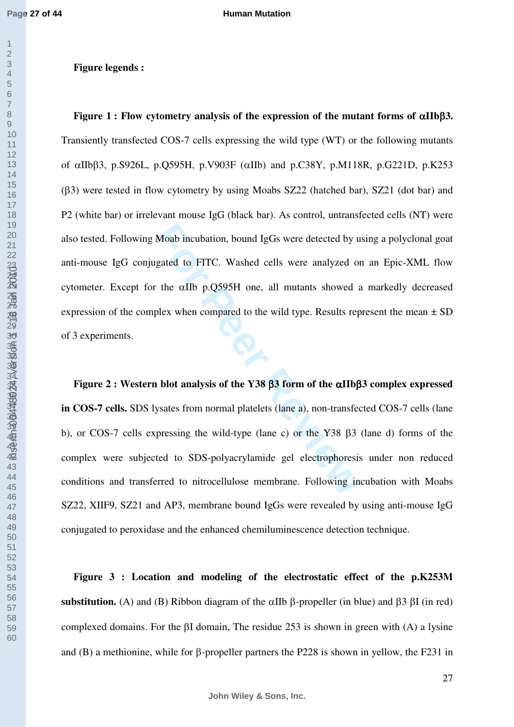**Figure legends :**

**Figure 1 : Flow cytometry analysis of the expression of the mutant forms of αIIbβ3.** Transiently transfected COS-7 cells expressing the wild type (WT) or the following mutants of αIIbβ3, p.S926L, p.Q595H, p.V903F (αIIb) and p.C38Y, p.M118R, p.G221D, p.K253 (β3) were tested in flow cytometry by using Moabs SZ22 (hatched bar), SZ21 (dot bar) and P2 (white bar) or irrelevant mouse IgG (black bar). As control, untransfected cells (NT) were also tested. Following Moab incubation, bound IgGs were detected by using a polyclonal goat anti-mouse IgG conjugated to FITC. Washed cells were analyzed on an Epic-XML flow cytometer. Except for the αIIb p.Q595H one, all mutants showed a markedly decreased expression of the complex when compared to the wild type. Results represent the mean ± SD of 3 experiments.

**Figure 2 : Western blot analysis of the Y38 β3 form of the αIIbβ3 complex expressed in COS-7 cells.** SDS lysates from normal platelets (lane a), non-transfected COS-7 cells (lane b), or COS-7 cells expressing the wild-type (lane c) or the Y38 β3 (lane d) forms of the complex were subjected to SDS-polyacrylamide gel electrophoresis under non reduced conditions and transferred to nitrocellulose membrane. Following incubation with Moabs SZ22, XIIF9, SZ21 and AP3, membrane bound IgGs were revealed by using anti-mouse IgG conjugated to peroxidase and the enhanced chemiluminescence detection technique.

**Figure 3 : Location and modeling of the electrostatic effect of the p.K253M substitution.** (A) and (B) Ribbon diagram of the αIIb β-propeller (in blue) and β3 βI (in red) complexed domains. For the βI domain, The residue 253 is shown in green with (A) a lysine and (B) a methionine, while for β-propeller partners the P228 is shown in yellow, the F231 in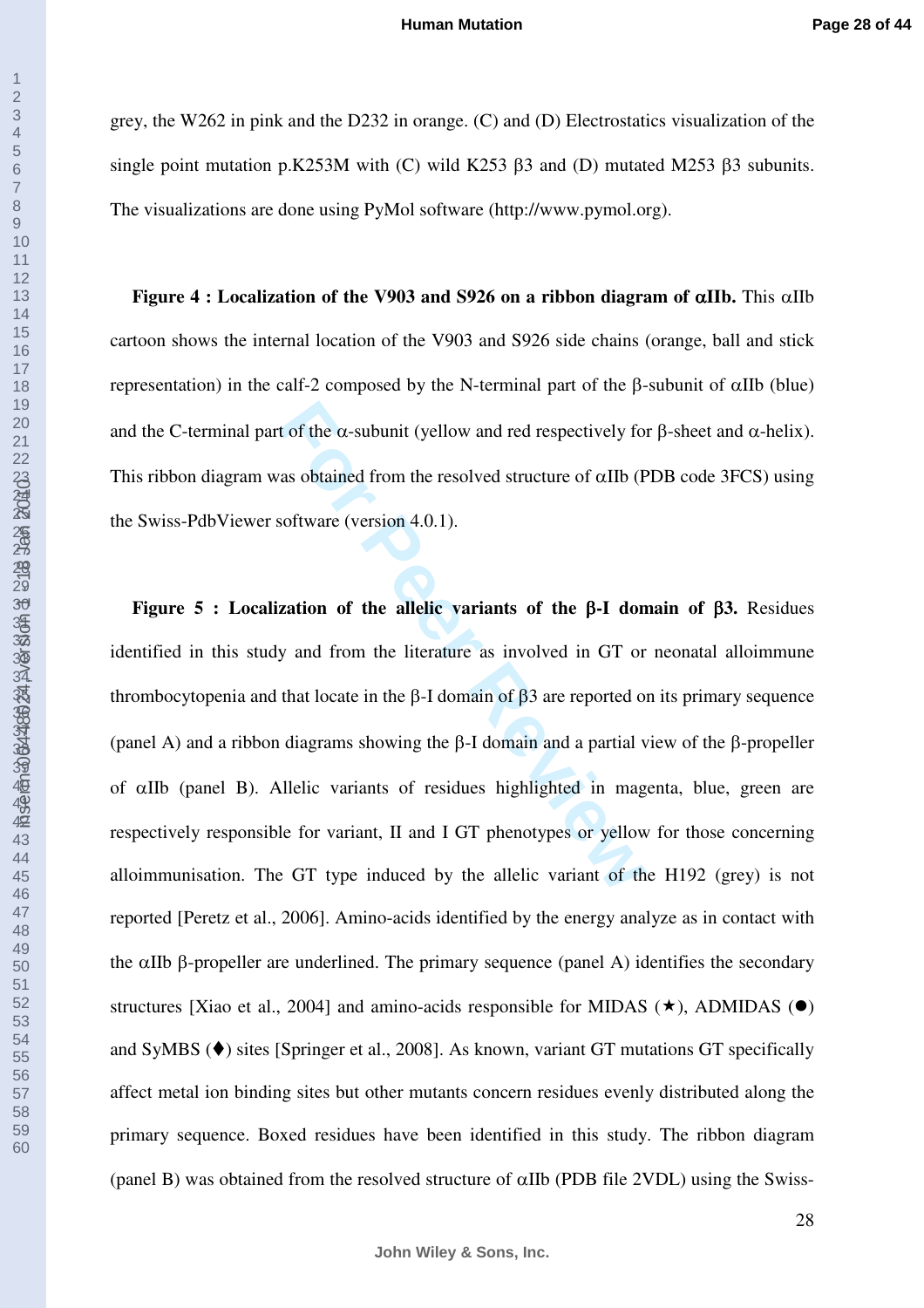grey, the W262 in pink and the D232 in orange. (C) and (D) Electrostatics visualization of the single point mutation p.K253M with (C) wild K253 β3 and (D) mutated M253 β3 subunits. The visualizations are done using PyMol software (http://www.pymol.org).

**Figure 4 : Localization of the V903 and S926 on a ribbon diagram of αIIb.** This αIIb cartoon shows the internal location of the V903 and S926 side chains (orange, ball and stick representation) in the calf-2 composed by the N-terminal part of the β-subunit of αIIb (blue) and the C-terminal part of the α-subunit (yellow and red respectively for β-sheet and α-helix). This ribbon diagram was obtained from the resolved structure of αIIb (PDB code 3FCS) using the Swiss-PdbViewer software (version 4.0.1).

**Figure 5 : Localization of the allelic variants of the β-I domain of β3.** Residues identified in this study and from the literature as involved in GT or neonatal alloimmune thrombocytopenia and that locate in the β-I domain of β3 are reported on its primary sequence (panel A) and a ribbon diagrams showing the β-I domain and a partial view of the β-propeller of αIIb (panel B). Allelic variants of residues highlighted in magenta, blue, green are respectively responsible for variant, II and I GT phenotypes or yellow for those concerning alloimmunisation. The GT type induced by the allelic variant of the H192 (grey) is not reported [Peretz et al., 2006]. Amino-acids identified by the energy analyze as in contact with the αIIb β-propeller are underlined. The primary sequence (panel A) identifies the secondary structures [Xiao et al., 2004] and amino-acids responsible for MIDAS (★), ADMIDAS (●) and SyMBS (♦) sites [Springer et al., 2008]. As known, variant GT mutations GT specifically affect metal ion binding sites but other mutants concern residues evenly distributed along the primary sequence. Boxed residues have been identified in this study. The ribbon diagram (panel B) was obtained from the resolved structure of αIIb (PDB file 2VDL) using the Swiss-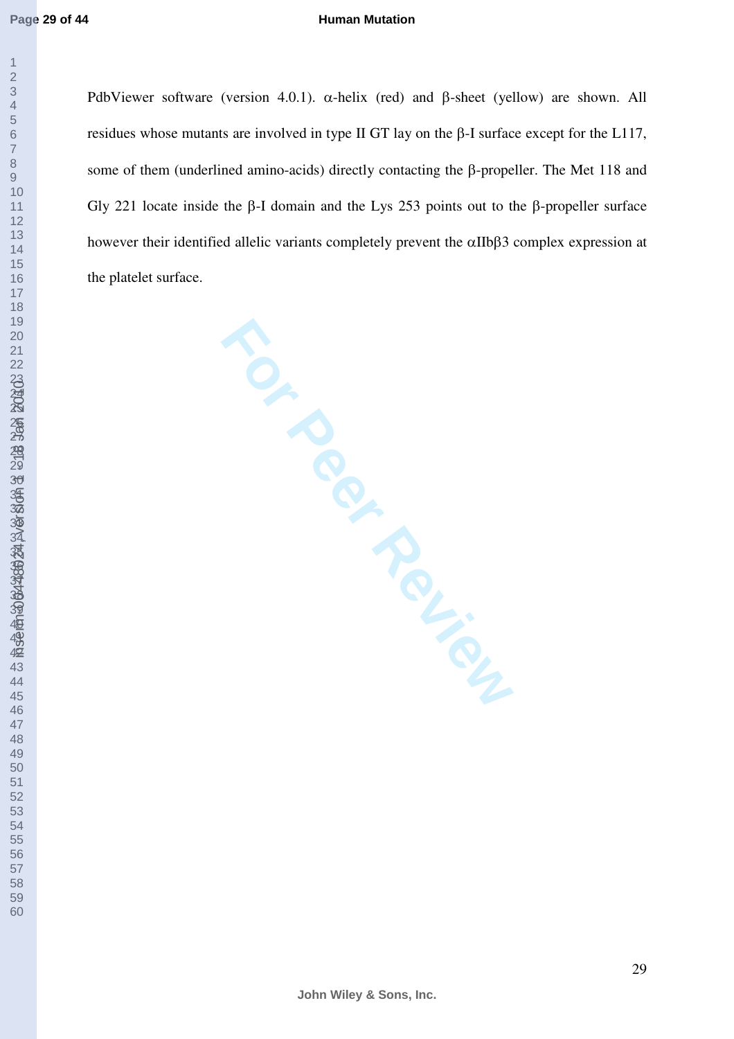PdbViewer software (version 4.0.1). α-helix (red) and β-sheet (yellow) are shown. All residues whose mutants are involved in type II GT lay on the β-I surface except for the L117, some of them (underlined amino-acids) directly contacting the β-propeller. The Met 118 and Gly 221 locate inside the β-I domain and the Lys 253 points out to the β-propeller surface however their identified allelic variants completely prevent the αIIbβ3 complex expression at the platelet surface.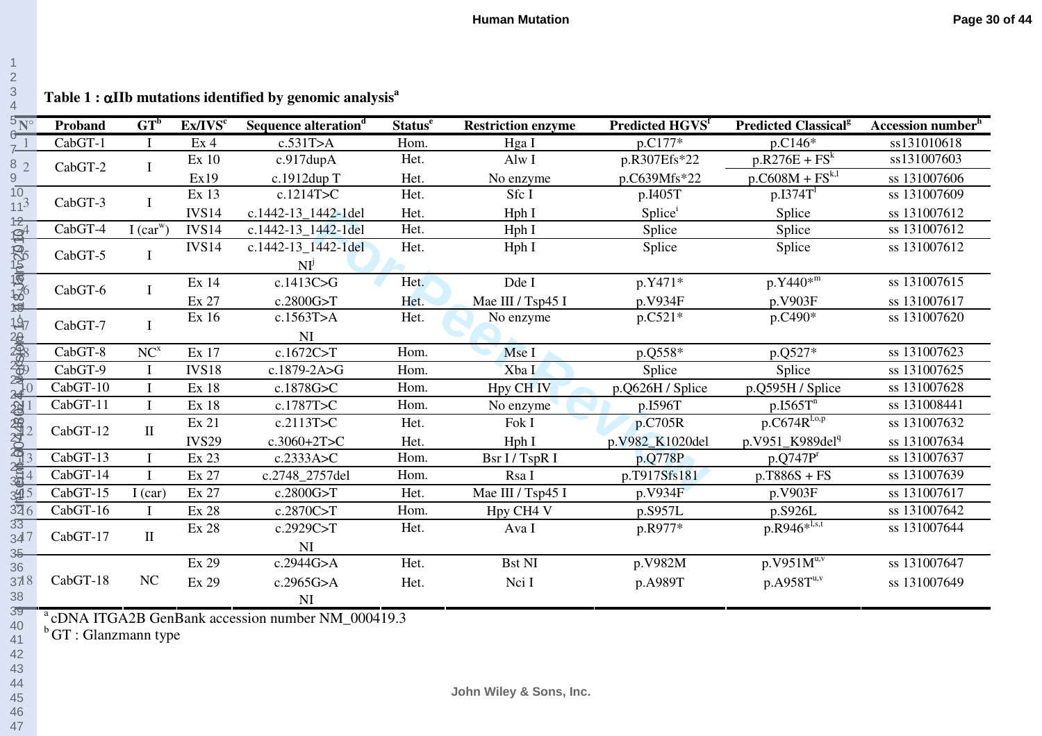**Table 1 : αIIb mutations identified by genomic analysis[a]**

| N° | Proband | GT[b] | Ex/IVS[c] | Sequence alteration[d] | Status[e] | Restriction enzyme | Predicted HGVS[f] | Predicted Classical[g] | Accession number[h] |
|---|---|---|---|---|---|---|---|---|---|
| 1 | CabGT-1 | I | Ex 4 | c.531T>A | Hom. | Hga I | p.C177* | p.C146* | ss131010618 |
| 2 | CabGT-2 | I | Ex 10 | c.917dupA | Het. | Alw I | p.R307Efs*22 | p.R276E + FS[k] | ss131007603 |
| | | | Ex19 | c.1912dup T | Het. | No enzyme | p.C639Mfs*22 | p.C608M + FS[k,l] | ss 131007606 |
| 3 | CabGT-3 | I | Ex 13 | c.1214T>C | Het. | Sfc I | p.I405T | p.I374T[l] | ss 131007609 |
| | | | IVS14 | c.1442-13_1442-1del | Het. | Hph I | Splice[i] | Splice | ss 131007612 |
| 4 | CabGT-4 | I (car[w]) | IVS14 | c.1442-13_1442-1del | Het. | Hph I | Splice | Splice | ss 131007612 |
| 5 | CabGT-5 | I | IVS14 | c.1442-13_1442-1del | Het. | Hph I | Splice | Splice | ss 131007612 |
| | | | | NI[j] | | | | | |
| 6 | CabGT-6 | I | Ex 14 | c.1413C>G | Het. | Dde I | p.Y471* | p.Y440*[m] | ss 131007615 |
| | | | Ex 27 | c.2800G>T | Het. | Mae III / Tsp45 I | p.V934F | p.V903F | ss 131007617 |
| 7 | CabGT-7 | I | Ex 16 | c.1563T>A | Het. | No enzyme | p.C521* | p.C490* | ss 131007620 |
| | | | | NI | | | | | |
| 8 | CabGT-8 | NC[x] | Ex 17 | c.1672C>T | Hom. | Mse I | p.Q558* | p.Q527* | ss 131007623 |
| 9 | CabGT-9 | I | IVS18 | c.1879-2A>G | Hom. | Xba I | Splice | Splice | ss 131007625 |
| 10 | CabGT-10 | I | Ex 18 | c.1878G>C | Hom. | Hpy CH IV | p.Q626H / Splice | p.Q595H / Splice | ss 131007628 |
| 11 | CabGT-11 | I | Ex 18 | c.1787T>C | Hom. | No enzyme | p.I596T | p.I565T[n] | ss 131008441 |
| 12 | CabGT-12 | II | Ex 21 | c.2113T>C | Het. | Fok I | p.C705R | p.C674R[l,o,p] | ss 131007632 |
| | | | IVS29 | c.3060+2T>C | Het. | Hph I | p.V982_K1020del | p.V951_K989del[q] | ss 131007634 |
| 13 | CabGT-13 | I | Ex 23 | c.2333A>C | Hom. | Bsr I / TspR I | p.Q778P | p.Q747P[r] | ss 131007637 |
| 14 | CabGT-14 | I | Ex 27 | c.2748_2757del | Hom. | Rsa I | p.T917Sfs181 | p.T886S + FS | ss 131007639 |
| 15 | CabGT-15 | I (car) | Ex 27 | c.2800G>T | Het. | Mae III / Tsp45 I | p.V934F | p.V903F | ss 131007617 |
| 16 | CabGT-16 | I | Ex 28 | c.2870C>T | Hom. | Hpy CH4 V | p.S957L | p.S926L | ss 131007642 |
| 17 | CabGT-17 | II | Ex 28 | c.2929C>T | Het. | Ava I | p.R977* | p.R946*[l,s,t] | ss 131007644 |
| | | | | NI | | | | | |
| 18 | CabGT-18 | NC | Ex 29 | c.2944G>A | Het. | Bst NI | p.V982M | p.V951M[u,v] | ss 131007647 |
| | | | Ex 29 | c.2965G>A | Het. | Nci I | p.A989T | p.A958T[u,v] | ss 131007649 |
| | | | | NI | | | | | |

[a] cDNA ITGA2B GenBank accession number NM_000419.3
[b] GT : Glanzmann type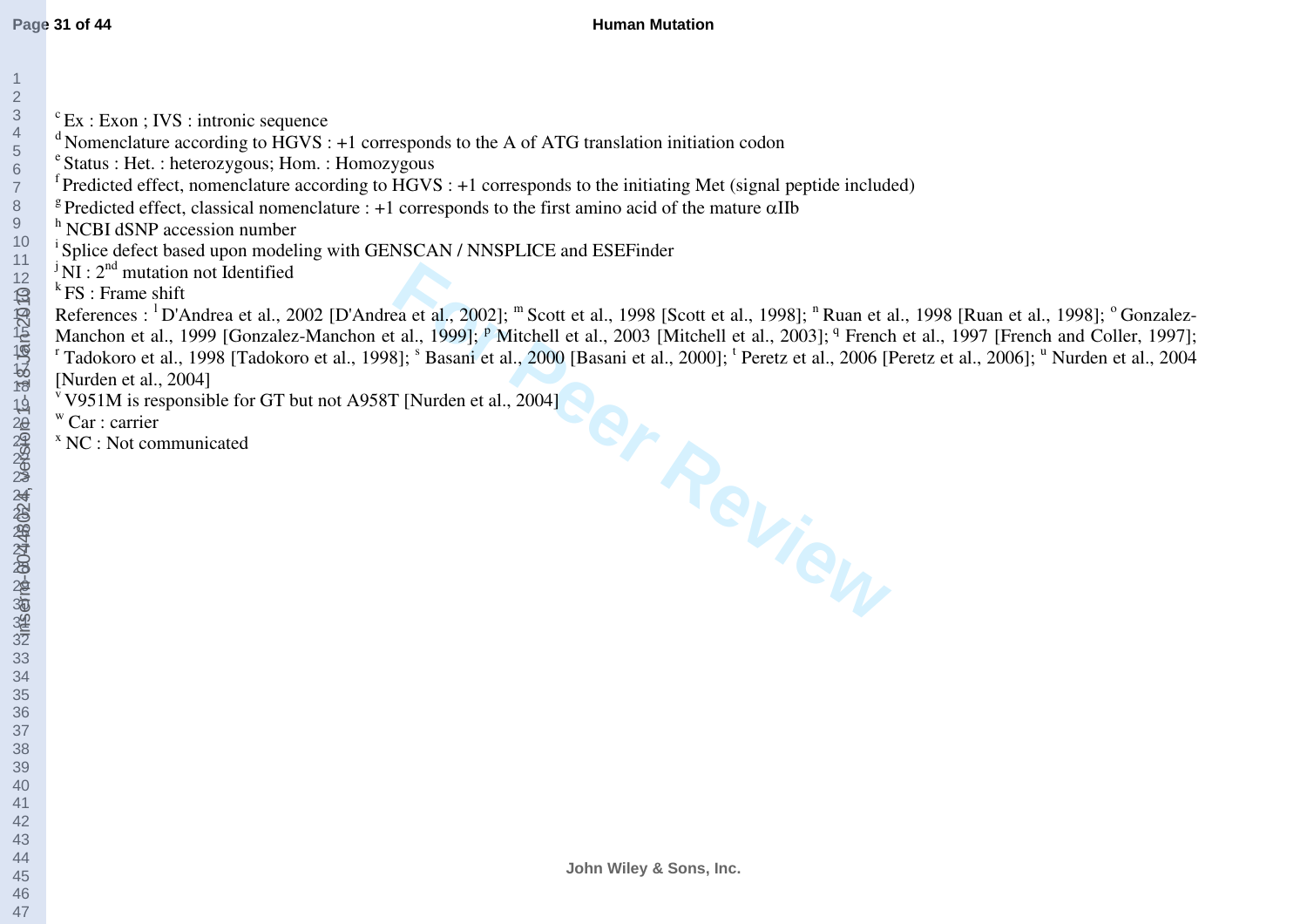[c] Ex : Exon ; IVS : intronic sequence

[d] Nomenclature according to HGVS : +1 corresponds to the A of ATG translation initiation codon

[e] Status : Het. : heterozygous; Hom. : Homozygous

[f] Predicted effect, nomenclature according to HGVS : +1 corresponds to the initiating Met (signal peptide included)

[g] Predicted effect, classical nomenclature : +1 corresponds to the first amino acid of the mature αIIb

[h] NCBI dSNP accession number

[i] Splice defect based upon modeling with GENSCAN / NNSPLICE and ESEFinder

[j] NI : 2nd mutation not Identified

[k] FS : Frame shift

References : [l] D'Andrea et al., 2002 [D'Andrea et al., 2002]; [m] Scott et al., 1998 [Scott et al., 1998]; [n] Ruan et al., 1998 [Ruan et al., 1998]; [o] Gonzalez-Manchon et al., 1999 [Gonzalez-Manchon et al., 1999]; [p] Mitchell et al., 2003 [Mitchell et al., 2003]; [q] French et al., 1997 [French and Coller, 1997]; [r] Tadokoro et al., 1998 [Tadokoro et al., 1998]; [s] Basani et al., 2000 [Basani et al., 2000]; [t] Peretz et al., 2006 [Peretz et al., 2006]; [u] Nurden et al., 2004 [Nurden et al., 2004]

[v] V951M is responsible for GT but not A958T [Nurden et al., 2004]

[w] Car : carrier

[x] NC : Not communicated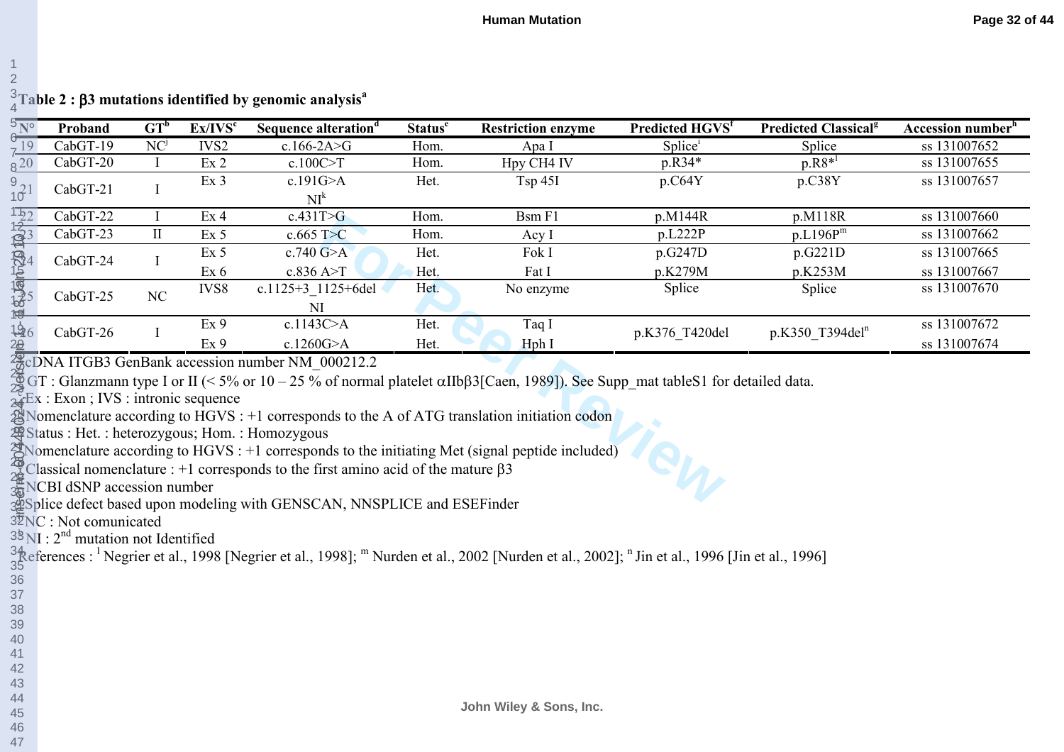**Table 2 : β3 mutations identified by genomic analysis[a]**

| N° | Proband | GT[b] | Ex/IVS[c] | Sequence alteration[d] | Status[e] | Restriction enzyme | Predicted HGVS[f] | Predicted Classical[g] | Accession number[h] |
|---|---|---|---|---|---|---|---|---|---|
| 19 | CabGT-19 | NC[j] | IVS2 | c.166-2A>G | Hom. | Apa I | Splice[i] | Splice | ss 131007652 |
| 20 | CabGT-20 | I | Ex 2 | c.100C>T | Hom. | Hpy CH4 IV | p.R34* | p.R8*[l] | ss 131007655 |
| 21 | CabGT-21 | I | Ex 3 | c.191G>A NI[k] | Het. | Tsp 45I | p.C64Y | p.C38Y | ss 131007657 |
| 22 | CabGT-22 | I | Ex 4 | c.431T>G | Hom. | Bsm F1 | p.M144R | p.M118R | ss 131007660 |
| 23 | CabGT-23 | II | Ex 5 | c.665 T>C | Hom. | Acy I | p.L222P | p.L196P[m] | ss 131007662 |
| 24 | CabGT-24 | I | Ex 5 | c.740 G>A | Het. | Fok I | p.G247D | p.G221D | ss 131007665 |
| | | | Ex 6 | c.836 A>T | Het. | Fat I | p.K279M | p.K253M | ss 131007667 |
| 25 | CabGT-25 | NC | IVS8 | c.1125+3_1125+6del NI | Het. | No enzyme | Splice | Splice | ss 131007670 |
| 26 | CabGT-26 | I | Ex 9 | c.1143C>A | Het. | Taq I | p.K376_T420del | p.K350_T394del[n] | ss 131007672 |
| | | | Ex 9 | c.1260G>A | Het. | Hph I | | | ss 131007674 |

[a] cDNA ITGB3 GenBank accession number NM_000212.2
[b] GT : Glanzmann type I or II (< 5% or 10 – 25 % of normal platelet αIIbβ3[Caen, 1989]). See Supp_mat tableS1 for detailed data.
[c] Ex : Exon ; IVS : intronic sequence
[d] Nomenclature according to HGVS : +1 corresponds to the A of ATG translation initiation codon
[e] Status : Het. : heterozygous; Hom. : Homozygous
[f] Nomenclature according to HGVS : +1 corresponds to the initiating Met (signal peptide included)
[g] Classical nomenclature : +1 corresponds to the first amino acid of the mature β3
[h] NCBI dSNP accession number
[i] Splice defect based upon modeling with GENSCAN, NNSPLICE and ESEFinder
[j] NC : Not comunicated
[k] NI : 2nd mutation not Identified

References : [l] Negrier et al., 1998 [Negrier et al., 1998]; [m] Nurden et al., 2002 [Nurden et al., 2002]; [n] Jin et al., 1996 [Jin et al., 1996]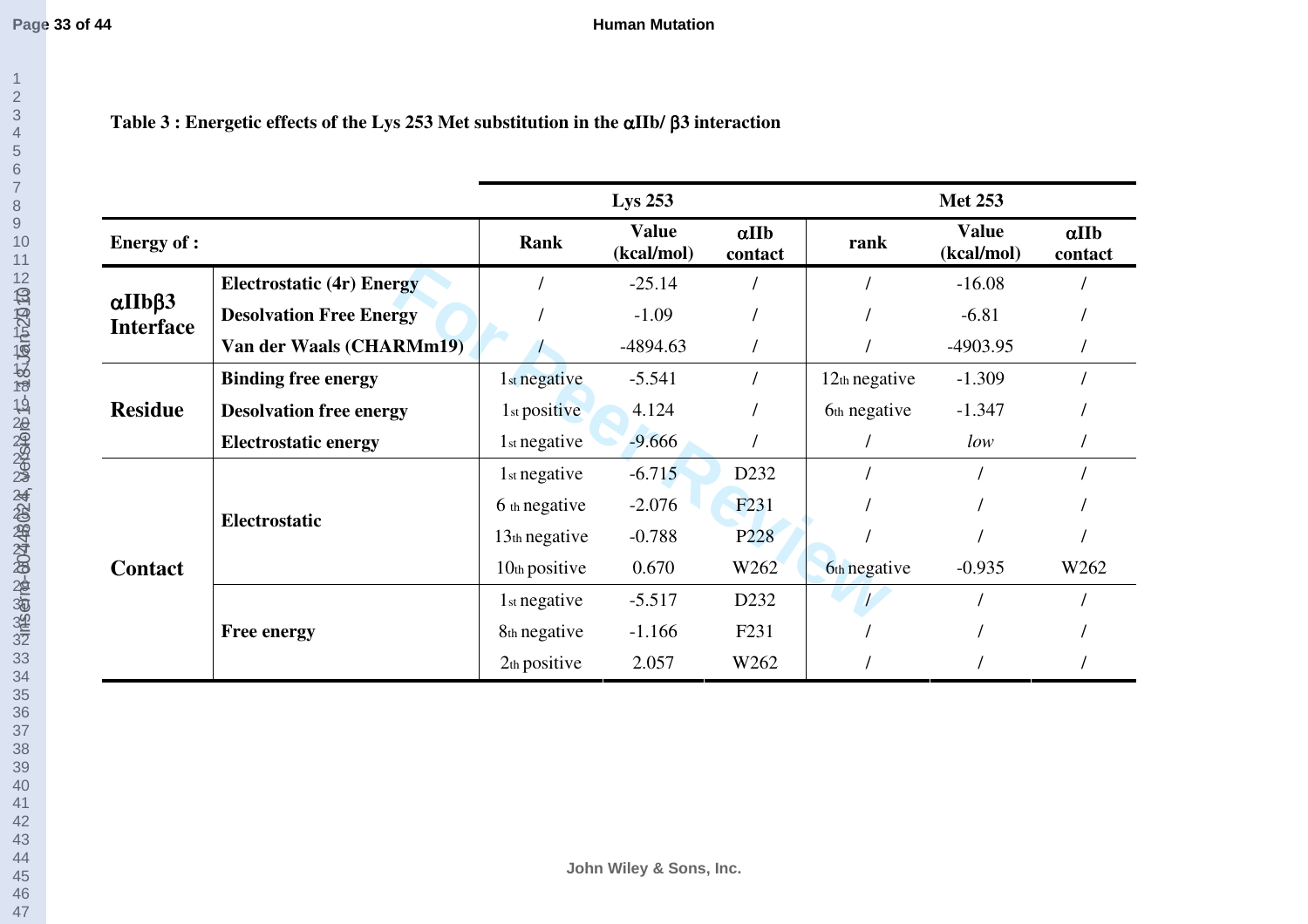**Table 3 : Energetic effects of the Lys 253 Met substitution in the αIIb/ β3 interaction**

| Energy of : | | Lys 253 | | | Met 253 | | |
|---|---|---|---|---|---|---|---|
| | | Rank | Value (kcal/mol) | αIIb contact | rank | Value (kcal/mol) | αIIb contact |
| αIIbβ3 Interface | Electrostatic (4r) Energy | / | -25.14 | / | / | -16.08 | / |
| | Desolvation Free Energy | / | -1.09 | / | / | -6.81 | / |
| | Van der Waals (CHARMm19) | / | -4894.63 | / | / | -4903.95 | / |
| Residue | Binding free energy | 1st negative | -5.541 | / | 12th negative | -1.309 | / |
| | Desolvation free energy | 1st positive | 4.124 | / | 6th negative | -1.347 | / |
| | Electrostatic energy | 1st negative | -9.666 | / | / | *low* | / |
| Contact | Electrostatic | 1st negative | -6.715 | D232 | / | / | / |
| | | 6 th negative | -2.076 | F231 | / | / | / |
| | | 13th negative | -0.788 | P228 | / | / | / |
| | | 10th positive | 0.670 | W262 | 6th negative | -0.935 | W262 |
| | Free energy | 1st negative | -5.517 | D232 | / | / | / |
| | | 8th negative | -1.166 | F231 | / | / | / |
| | | 2th positive | 2.057 | W262 | / | / | / |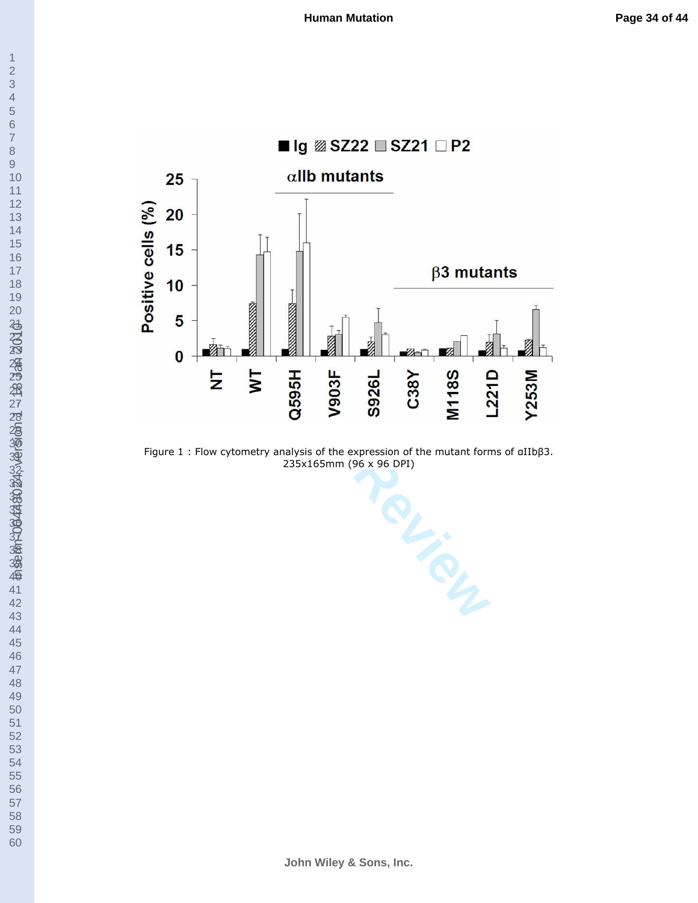Figure 1 : Flow cytometry analysis of the expression of the mutant forms of αIIbβ3.
235x165mm (96 x 96 DPI)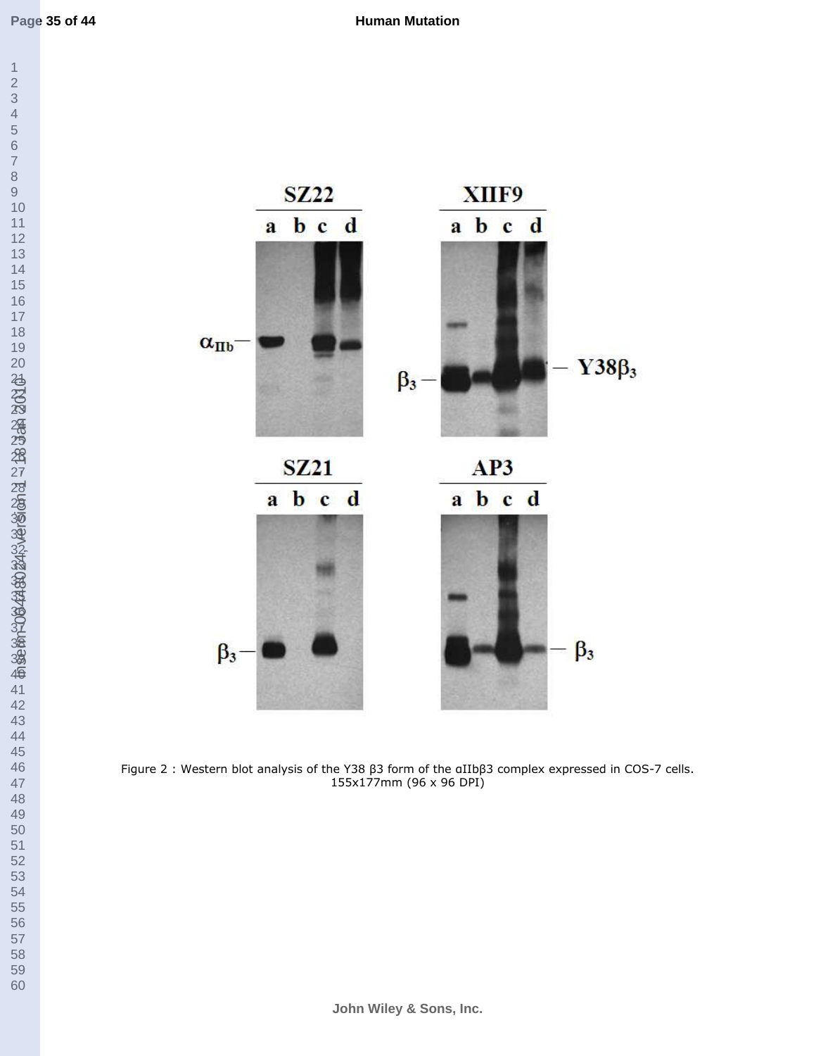Figure 2 : Western blot analysis of the Y38 β3 form of the αIIbβ3 complex expressed in COS-7 cells.
155x177mm (96 x 96 DPI)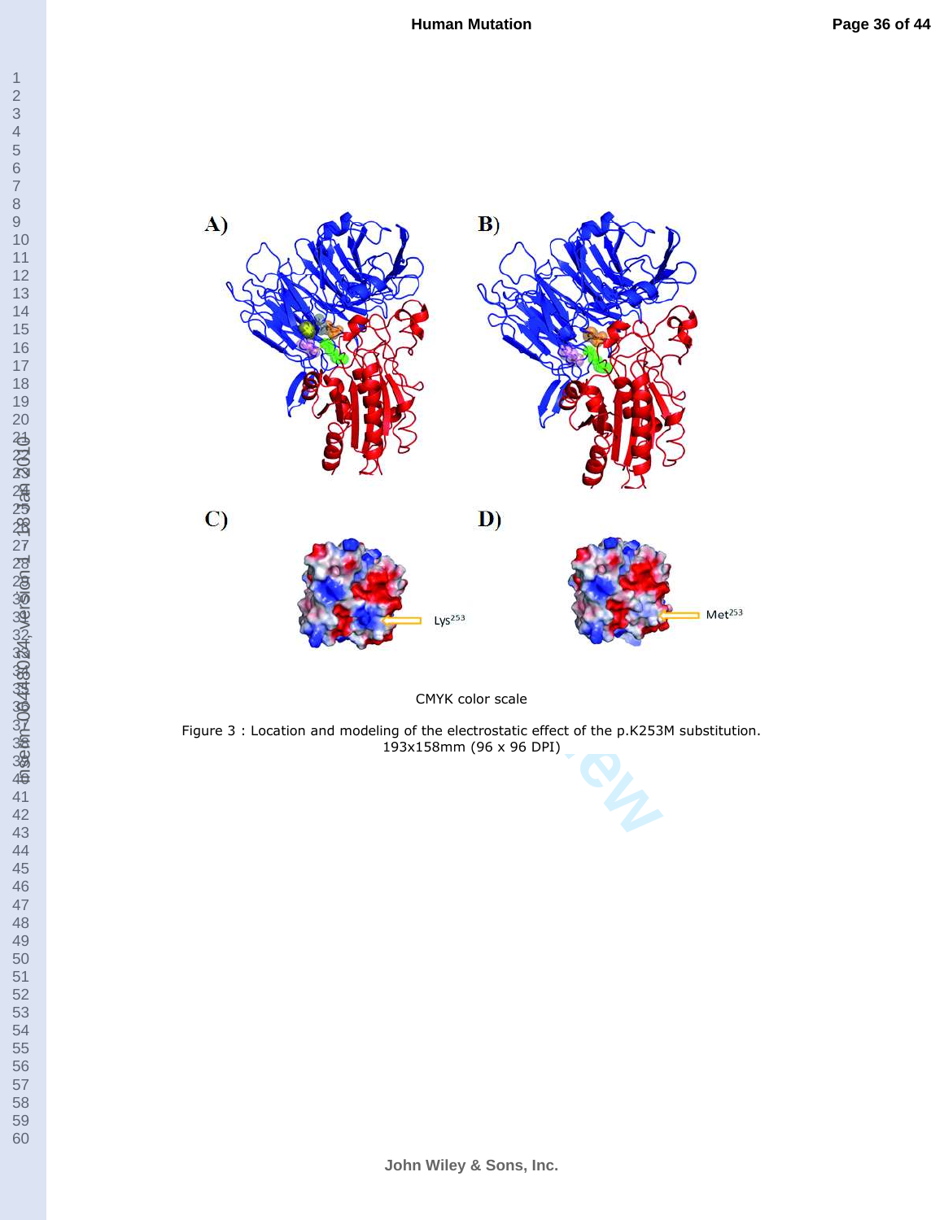CMYK color scale

Figure 3 : Location and modeling of the electrostatic effect of the p.K253M substitution.
193x158mm (96 x 96 DPI)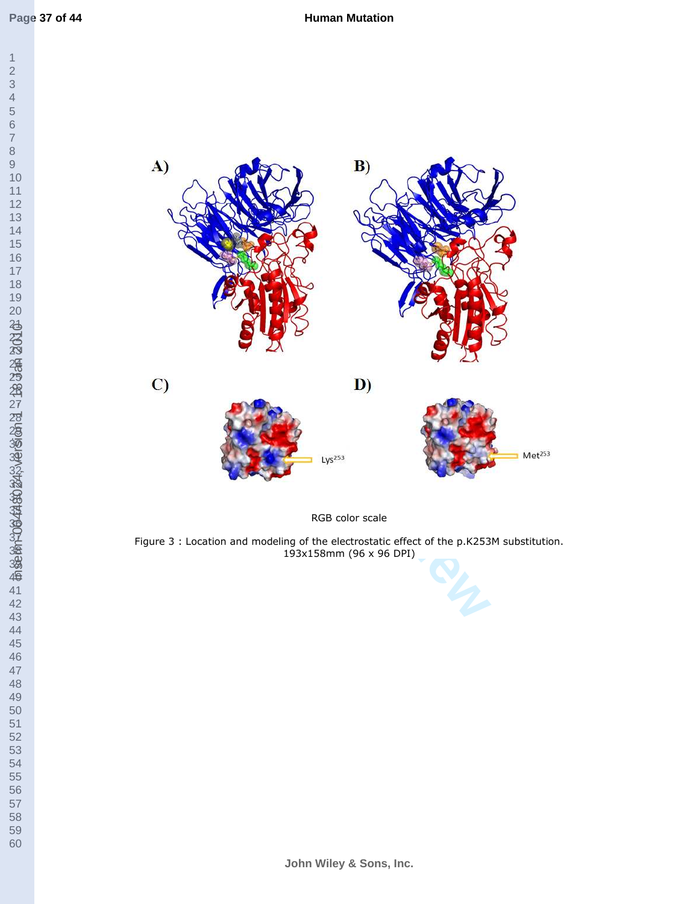A)

B)

C)

Lys[253]

D)

Met[253]

RGB color scale

Figure 3 : Location and modeling of the electrostatic effect of the p.K253M substitution.
193x158mm (96 x 96 DPI)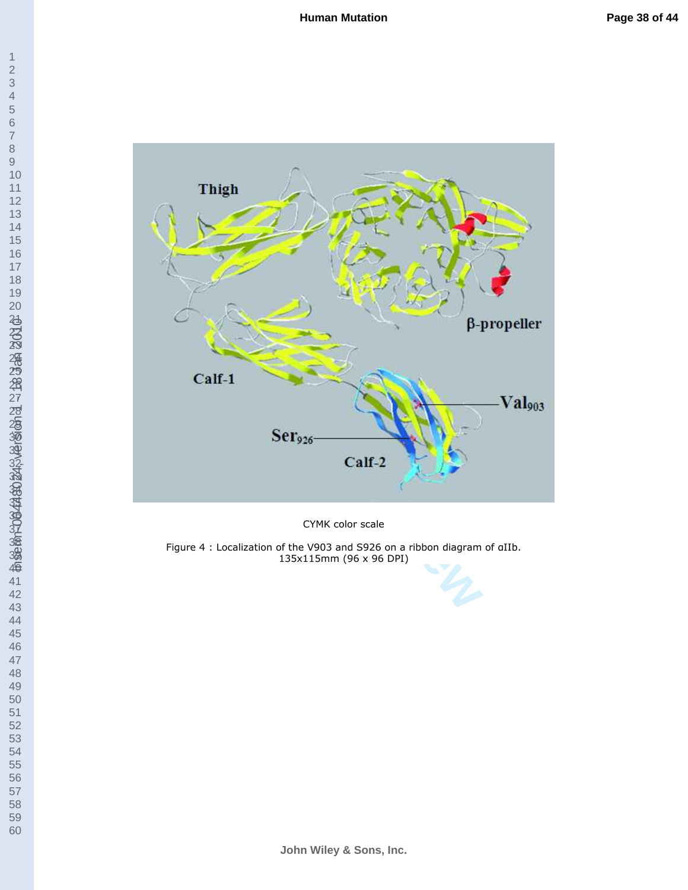CYMK color scale

Figure 4 : Localization of the V903 and S926 on a ribbon diagram of αIIb.
135x115mm (96 x 96 DPI)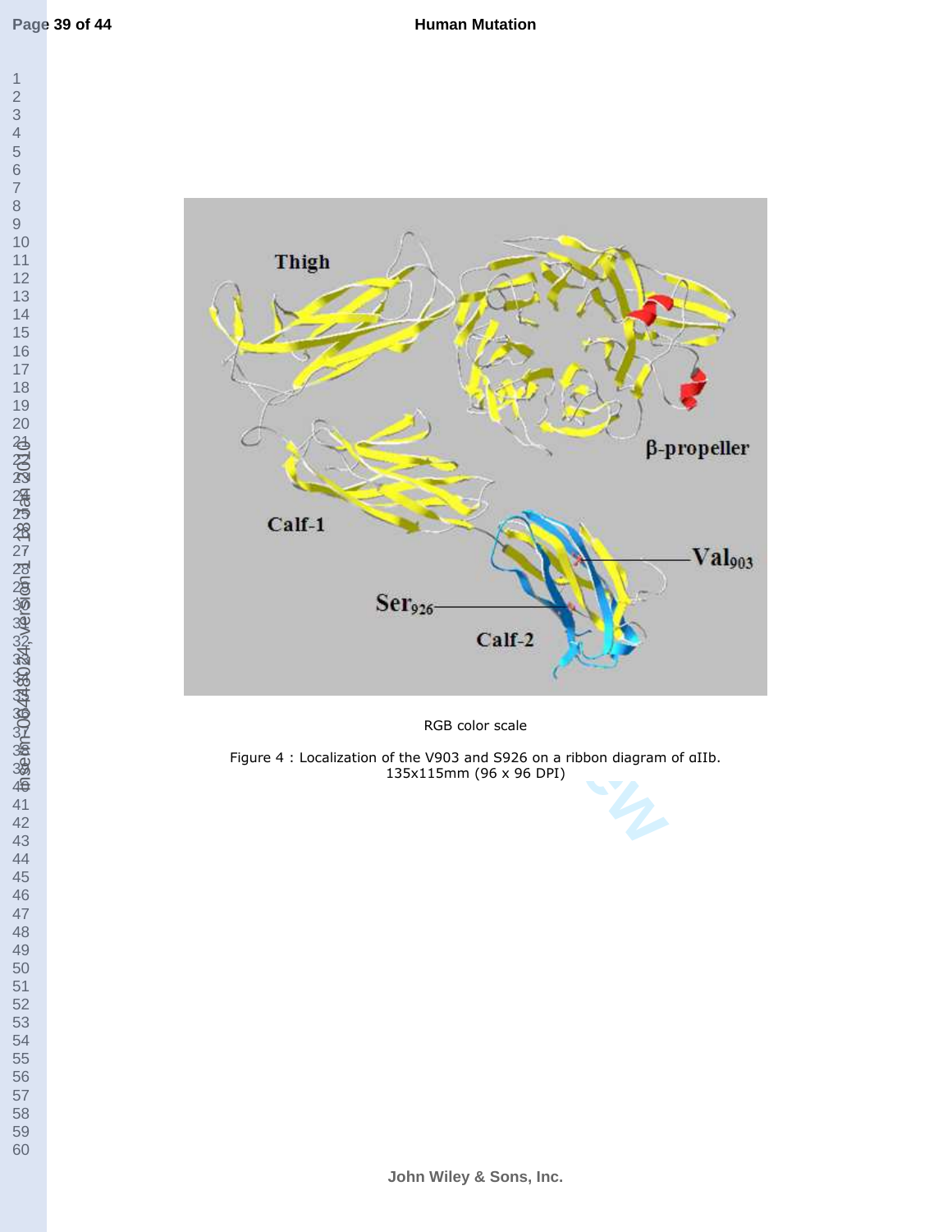RGB color scale

Figure 4 : Localization of the V903 and S926 on a ribbon diagram of αIIb.
135x115mm (96 x 96 DPI)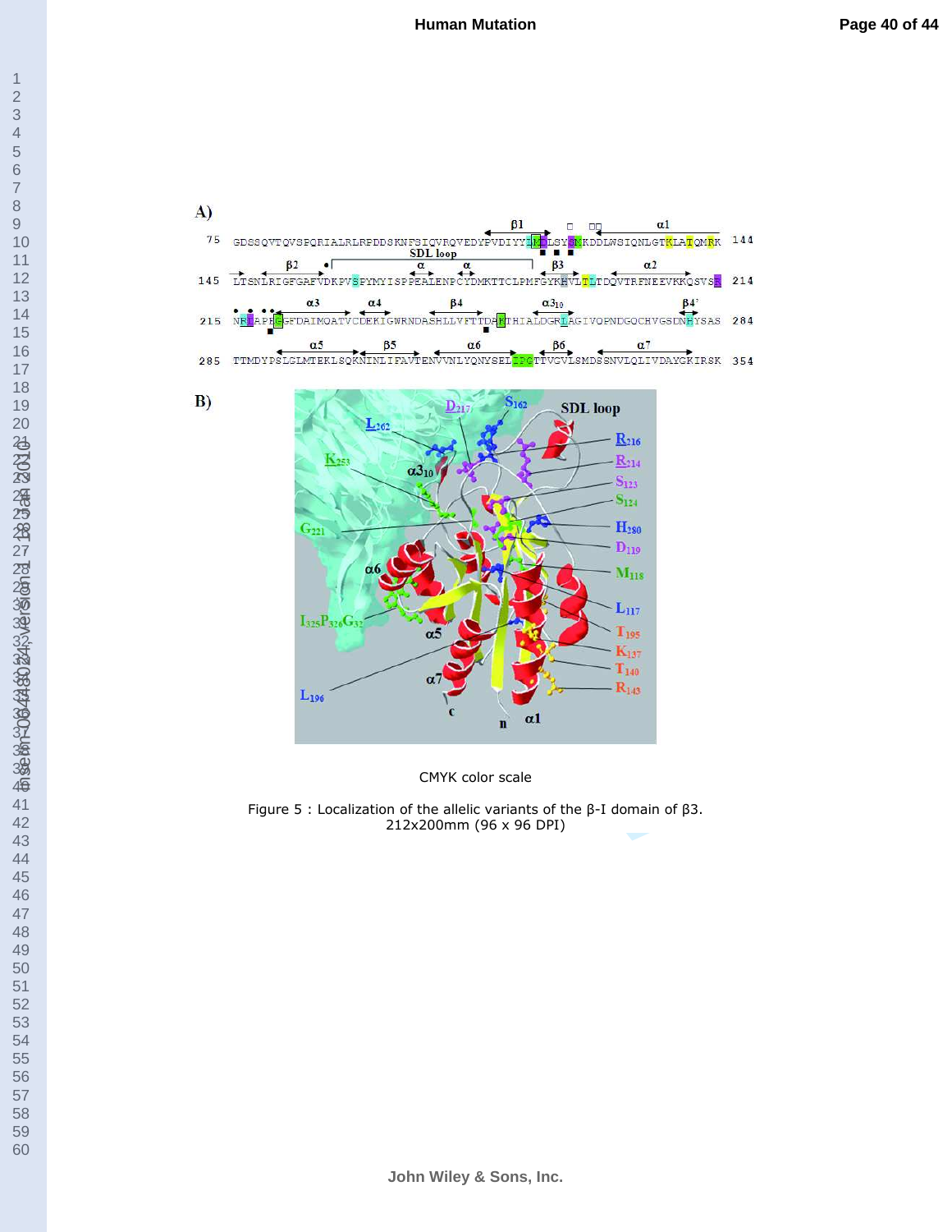CMYK color scale

Figure 5 : Localization of the allelic variants of the β-I domain of β3.
212x200mm (96 x 96 DPI)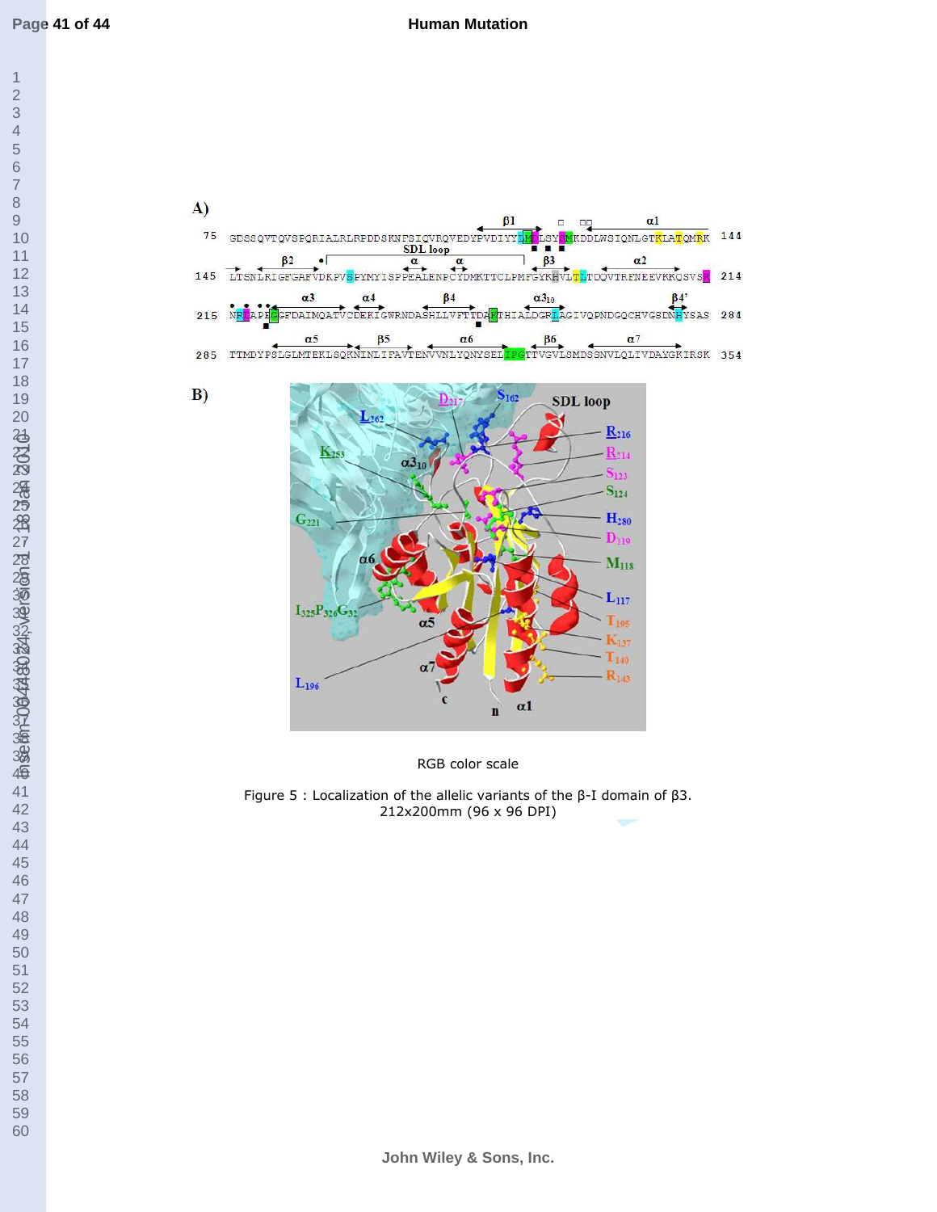A)

B)

RGB color scale

Figure 5 : Localization of the allelic variants of the β-I domain of β3.
212x200mm (96 x 96 DPI)